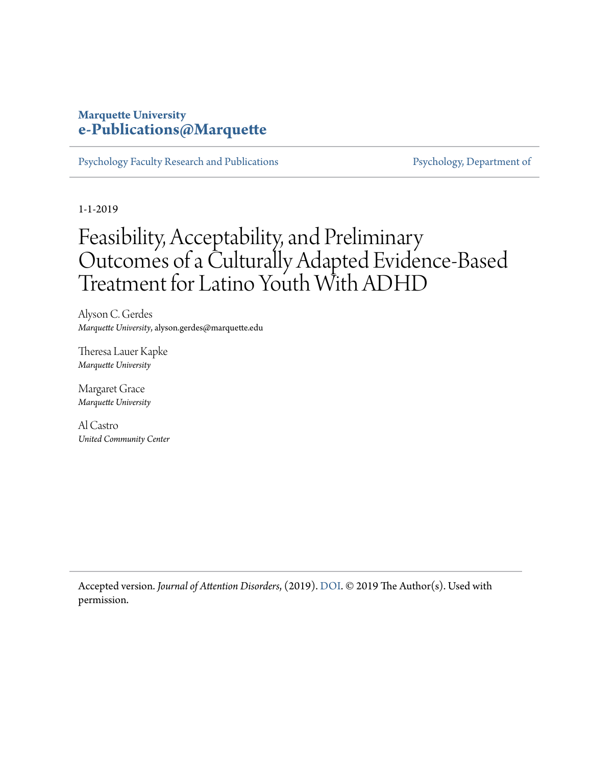**Marquette University**
**e-Publications@Marquette**

Psychology Faculty Research and Publications | Psychology, Department of

1-1-2019

# Feasibility, Acceptability, and Preliminary Outcomes of a Culturally Adapted Evidence-Based Treatment for Latino Youth With ADHD

Alyson C. Gerdes
*Marquette University*, alyson.gerdes@marquette.edu

Theresa Lauer Kapke
*Marquette University*

Margaret Grace
*Marquette University*

Al Castro
*United Community Center*

Accepted version. *Journal of Attention Disorders*, (2019). DOI. © 2019 The Author(s). Used with permission.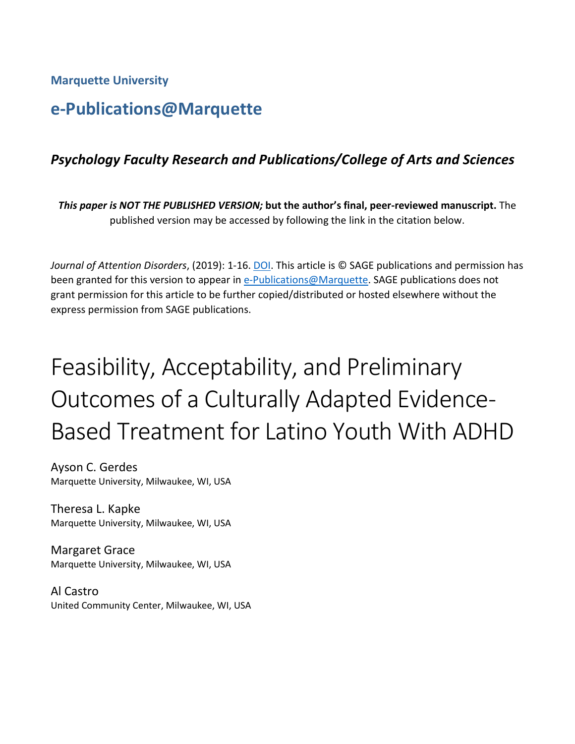Marquette University

# e-Publications@Marquette

### *Psychology Faculty Research and Publications/College of Arts and Sciences*

***This paper is NOT THE PUBLISHED VERSION;* but the author's final, peer-reviewed manuscript.** The published version may be accessed by following the link in the citation below.

*Journal of Attention Disorders*, (2019): 1-16. DOI. This article is © SAGE publications and permission has been granted for this version to appear in e-Publications@Marquette. SAGE publications does not grant permission for this article to be further copied/distributed or hosted elsewhere without the express permission from SAGE publications.

# Feasibility, Acceptability, and Preliminary Outcomes of a Culturally Adapted Evidence-Based Treatment for Latino Youth With ADHD

Ayson C. Gerdes
Marquette University, Milwaukee, WI, USA

Theresa L. Kapke
Marquette University, Milwaukee, WI, USA

Margaret Grace
Marquette University, Milwaukee, WI, USA

Al Castro
United Community Center, Milwaukee, WI, USA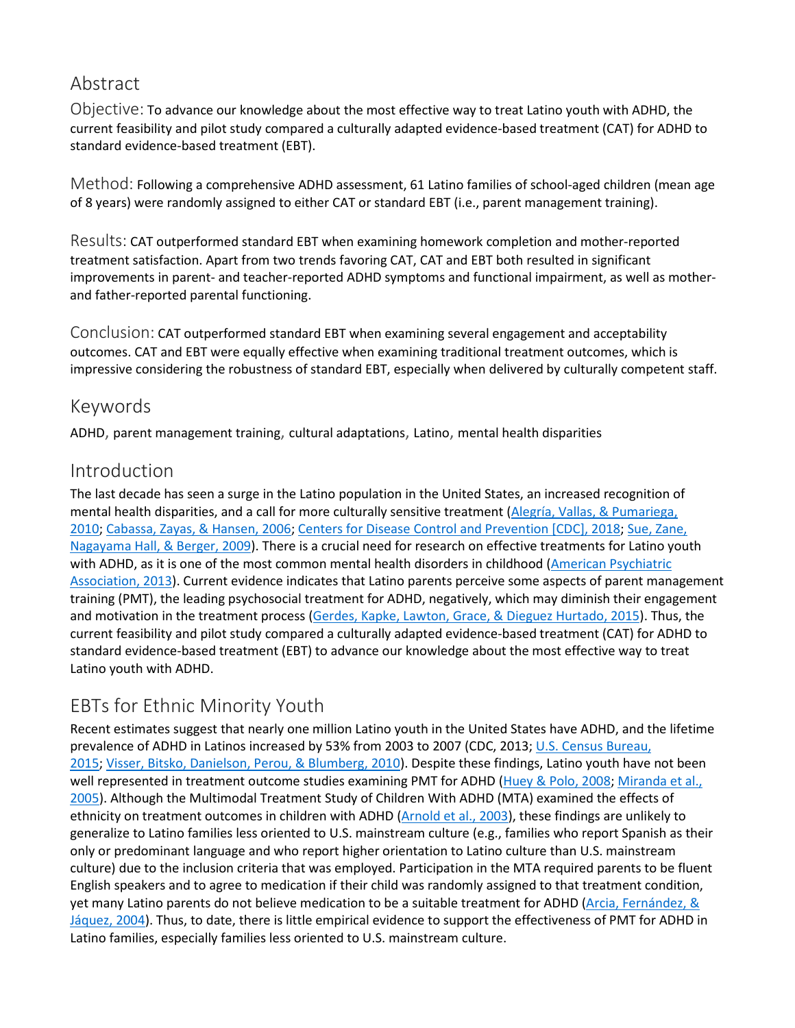## Abstract

### Objective:

To advance our knowledge about the most effective way to treat Latino youth with ADHD, the current feasibility and pilot study compared a culturally adapted evidence-based treatment (CAT) for ADHD to standard evidence-based treatment (EBT).

### Method:

Following a comprehensive ADHD assessment, 61 Latino families of school-aged children (mean age of 8 years) were randomly assigned to either CAT or standard EBT (i.e., parent management training).

### Results:

CAT outperformed standard EBT when examining homework completion and mother-reported treatment satisfaction. Apart from two trends favoring CAT, CAT and EBT both resulted in significant improvements in parent- and teacher-reported ADHD symptoms and functional impairment, as well as mother- and father-reported parental functioning.

### Conclusion:

CAT outperformed standard EBT when examining several engagement and acceptability outcomes. CAT and EBT were equally effective when examining traditional treatment outcomes, which is impressive considering the robustness of standard EBT, especially when delivered by culturally competent staff.

## Keywords

ADHD, parent management training, cultural adaptations, Latino, mental health disparities

## Introduction

The last decade has seen a surge in the Latino population in the United States, an increased recognition of mental health disparities, and a call for more culturally sensitive treatment (Alegría, Vallas, & Pumariega, 2010; Cabassa, Zayas, & Hansen, 2006; Centers for Disease Control and Prevention [CDC], 2018; Sue, Zane, Nagayama Hall, & Berger, 2009). There is a crucial need for research on effective treatments for Latino youth with ADHD, as it is one of the most common mental health disorders in childhood (American Psychiatric Association, 2013). Current evidence indicates that Latino parents perceive some aspects of parent management training (PMT), the leading psychosocial treatment for ADHD, negatively, which may diminish their engagement and motivation in the treatment process (Gerdes, Kapke, Lawton, Grace, & Dieguez Hurtado, 2015). Thus, the current feasibility and pilot study compared a culturally adapted evidence-based treatment (CAT) for ADHD to standard evidence-based treatment (EBT) to advance our knowledge about the most effective way to treat Latino youth with ADHD.

## EBTs for Ethnic Minority Youth

Recent estimates suggest that nearly one million Latino youth in the United States have ADHD, and the lifetime prevalence of ADHD in Latinos increased by 53% from 2003 to 2007 (CDC, 2013; U.S. Census Bureau, 2015; Visser, Bitsko, Danielson, Perou, & Blumberg, 2010). Despite these findings, Latino youth have not been well represented in treatment outcome studies examining PMT for ADHD (Huey & Polo, 2008; Miranda et al., 2005). Although the Multimodal Treatment Study of Children With ADHD (MTA) examined the effects of ethnicity on treatment outcomes in children with ADHD (Arnold et al., 2003), these findings are unlikely to generalize to Latino families less oriented to U.S. mainstream culture (e.g., families who report Spanish as their only or predominant language and who report higher orientation to Latino culture than U.S. mainstream culture) due to the inclusion criteria that was employed. Participation in the MTA required parents to be fluent English speakers and to agree to medication if their child was randomly assigned to that treatment condition, yet many Latino parents do not believe medication to be a suitable treatment for ADHD (Arcia, Fernández, & Jáquez, 2004). Thus, to date, there is little empirical evidence to support the effectiveness of PMT for ADHD in Latino families, especially families less oriented to U.S. mainstream culture.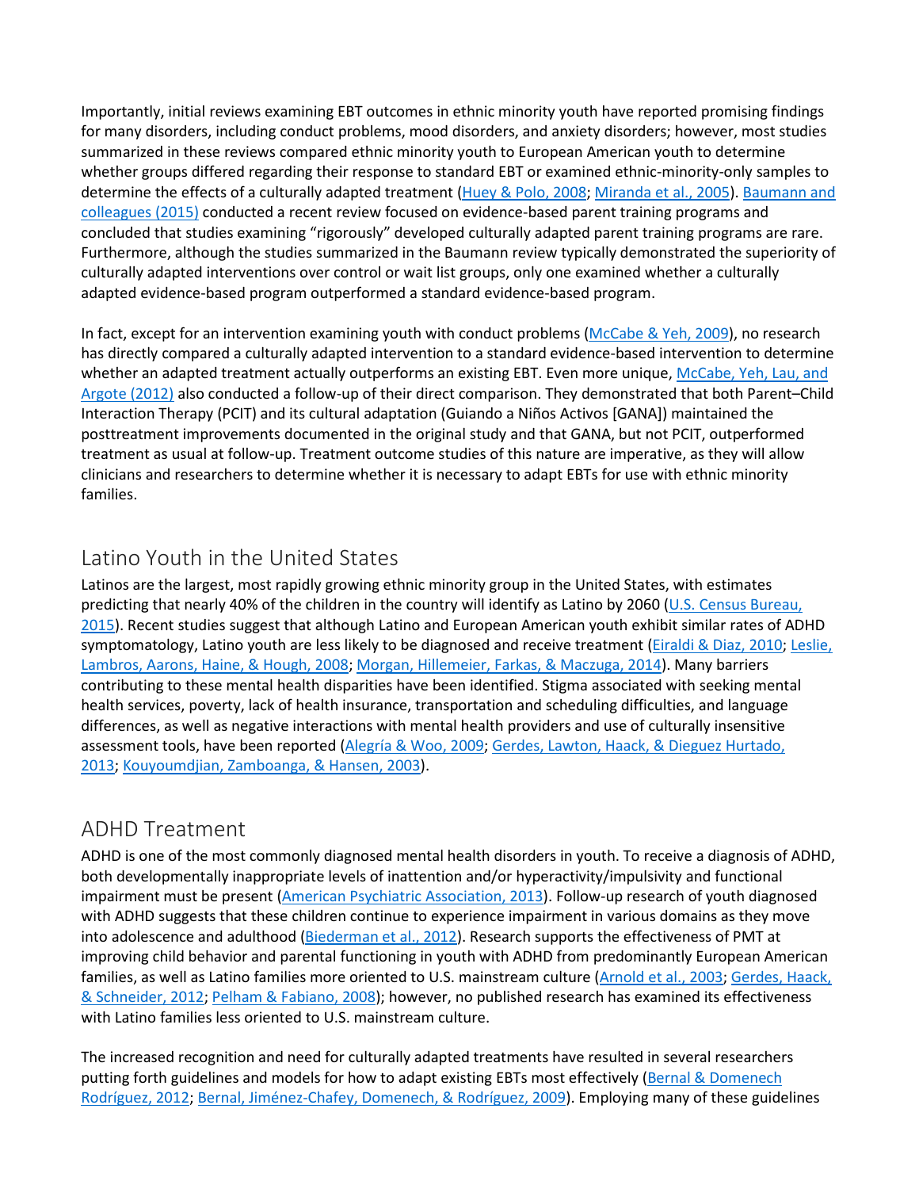Importantly, initial reviews examining EBT outcomes in ethnic minority youth have reported promising findings for many disorders, including conduct problems, mood disorders, and anxiety disorders; however, most studies summarized in these reviews compared ethnic minority youth to European American youth to determine whether groups differed regarding their response to standard EBT or examined ethnic-minority-only samples to determine the effects of a culturally adapted treatment (Huey & Polo, 2008; Miranda et al., 2005). Baumann and colleagues (2015) conducted a recent review focused on evidence-based parent training programs and concluded that studies examining "rigorously" developed culturally adapted parent training programs are rare. Furthermore, although the studies summarized in the Baumann review typically demonstrated the superiority of culturally adapted interventions over control or wait list groups, only one examined whether a culturally adapted evidence-based program outperformed a standard evidence-based program.

In fact, except for an intervention examining youth with conduct problems (McCabe & Yeh, 2009), no research has directly compared a culturally adapted intervention to a standard evidence-based intervention to determine whether an adapted treatment actually outperforms an existing EBT. Even more unique, McCabe, Yeh, Lau, and Argote (2012) also conducted a follow-up of their direct comparison. They demonstrated that both Parent–Child Interaction Therapy (PCIT) and its cultural adaptation (Guiando a Niños Activos [GANA]) maintained the posttreatment improvements documented in the original study and that GANA, but not PCIT, outperformed treatment as usual at follow-up. Treatment outcome studies of this nature are imperative, as they will allow clinicians and researchers to determine whether it is necessary to adapt EBTs for use with ethnic minority families.

## Latino Youth in the United States

Latinos are the largest, most rapidly growing ethnic minority group in the United States, with estimates predicting that nearly 40% of the children in the country will identify as Latino by 2060 (U.S. Census Bureau, 2015). Recent studies suggest that although Latino and European American youth exhibit similar rates of ADHD symptomatology, Latino youth are less likely to be diagnosed and receive treatment (Eiraldi & Diaz, 2010; Leslie, Lambros, Aarons, Haine, & Hough, 2008; Morgan, Hillemeier, Farkas, & Maczuga, 2014). Many barriers contributing to these mental health disparities have been identified. Stigma associated with seeking mental health services, poverty, lack of health insurance, transportation and scheduling difficulties, and language differences, as well as negative interactions with mental health providers and use of culturally insensitive assessment tools, have been reported (Alegría & Woo, 2009; Gerdes, Lawton, Haack, & Dieguez Hurtado, 2013; Kouyoumdjian, Zamboanga, & Hansen, 2003).

## ADHD Treatment

ADHD is one of the most commonly diagnosed mental health disorders in youth. To receive a diagnosis of ADHD, both developmentally inappropriate levels of inattention and/or hyperactivity/impulsivity and functional impairment must be present (American Psychiatric Association, 2013). Follow-up research of youth diagnosed with ADHD suggests that these children continue to experience impairment in various domains as they move into adolescence and adulthood (Biederman et al., 2012). Research supports the effectiveness of PMT at improving child behavior and parental functioning in youth with ADHD from predominantly European American families, as well as Latino families more oriented to U.S. mainstream culture (Arnold et al., 2003; Gerdes, Haack, & Schneider, 2012; Pelham & Fabiano, 2008); however, no published research has examined its effectiveness with Latino families less oriented to U.S. mainstream culture.

The increased recognition and need for culturally adapted treatments have resulted in several researchers putting forth guidelines and models for how to adapt existing EBTs most effectively (Bernal & Domenech Rodríguez, 2012; Bernal, Jiménez-Chafey, Domenech, & Rodríguez, 2009). Employing many of these guidelines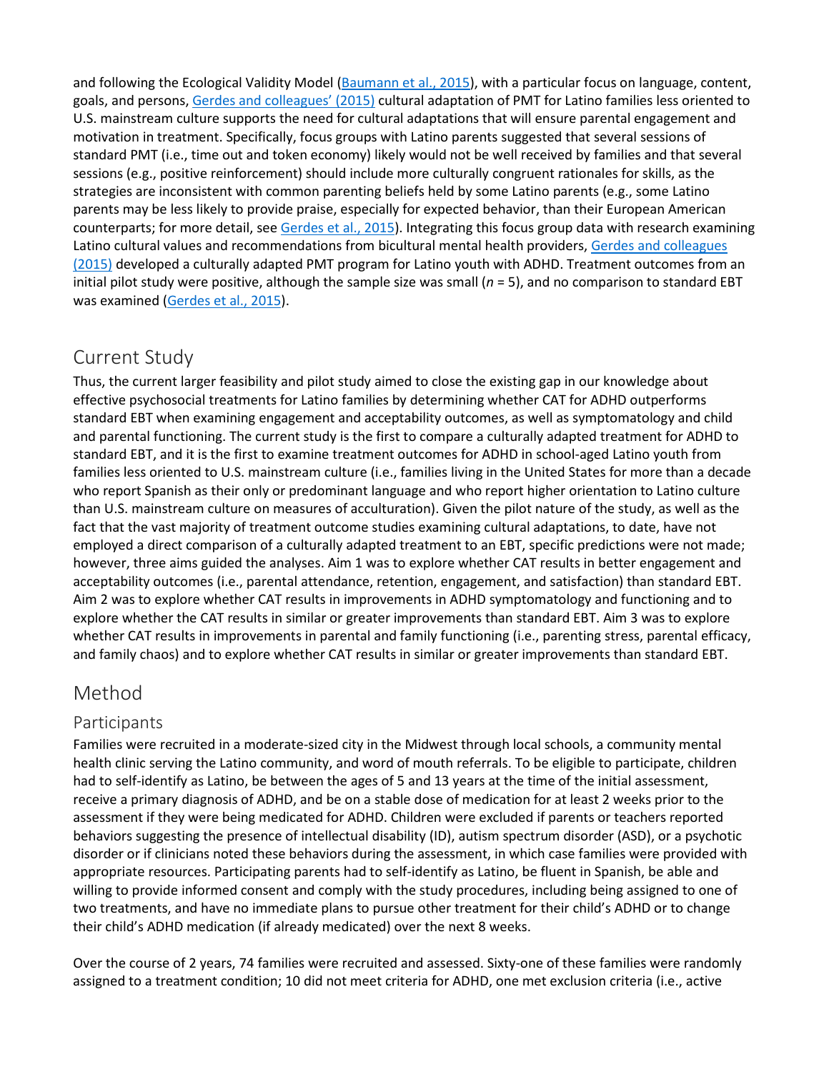and following the Ecological Validity Model (Baumann et al., 2015), with a particular focus on language, content, goals, and persons, Gerdes and colleagues' (2015) cultural adaptation of PMT for Latino families less oriented to U.S. mainstream culture supports the need for cultural adaptations that will ensure parental engagement and motivation in treatment. Specifically, focus groups with Latino parents suggested that several sessions of standard PMT (i.e., time out and token economy) likely would not be well received by families and that several sessions (e.g., positive reinforcement) should include more culturally congruent rationales for skills, as the strategies are inconsistent with common parenting beliefs held by some Latino parents (e.g., some Latino parents may be less likely to provide praise, especially for expected behavior, than their European American counterparts; for more detail, see Gerdes et al., 2015). Integrating this focus group data with research examining Latino cultural values and recommendations from bicultural mental health providers, Gerdes and colleagues (2015) developed a culturally adapted PMT program for Latino youth with ADHD. Treatment outcomes from an initial pilot study were positive, although the sample size was small (*n* = 5), and no comparison to standard EBT was examined (Gerdes et al., 2015).

## Current Study

Thus, the current larger feasibility and pilot study aimed to close the existing gap in our knowledge about effective psychosocial treatments for Latino families by determining whether CAT for ADHD outperforms standard EBT when examining engagement and acceptability outcomes, as well as symptomatology and child and parental functioning. The current study is the first to compare a culturally adapted treatment for ADHD to standard EBT, and it is the first to examine treatment outcomes for ADHD in school-aged Latino youth from families less oriented to U.S. mainstream culture (i.e., families living in the United States for more than a decade who report Spanish as their only or predominant language and who report higher orientation to Latino culture than U.S. mainstream culture on measures of acculturation). Given the pilot nature of the study, as well as the fact that the vast majority of treatment outcome studies examining cultural adaptations, to date, have not employed a direct comparison of a culturally adapted treatment to an EBT, specific predictions were not made; however, three aims guided the analyses. Aim 1 was to explore whether CAT results in better engagement and acceptability outcomes (i.e., parental attendance, retention, engagement, and satisfaction) than standard EBT. Aim 2 was to explore whether CAT results in improvements in ADHD symptomatology and functioning and to explore whether the CAT results in similar or greater improvements than standard EBT. Aim 3 was to explore whether CAT results in improvements in parental and family functioning (i.e., parenting stress, parental efficacy, and family chaos) and to explore whether CAT results in similar or greater improvements than standard EBT.

## Method

### Participants

Families were recruited in a moderate-sized city in the Midwest through local schools, a community mental health clinic serving the Latino community, and word of mouth referrals. To be eligible to participate, children had to self-identify as Latino, be between the ages of 5 and 13 years at the time of the initial assessment, receive a primary diagnosis of ADHD, and be on a stable dose of medication for at least 2 weeks prior to the assessment if they were being medicated for ADHD. Children were excluded if parents or teachers reported behaviors suggesting the presence of intellectual disability (ID), autism spectrum disorder (ASD), or a psychotic disorder or if clinicians noted these behaviors during the assessment, in which case families were provided with appropriate resources. Participating parents had to self-identify as Latino, be fluent in Spanish, be able and willing to provide informed consent and comply with the study procedures, including being assigned to one of two treatments, and have no immediate plans to pursue other treatment for their child's ADHD or to change their child's ADHD medication (if already medicated) over the next 8 weeks.

Over the course of 2 years, 74 families were recruited and assessed. Sixty-one of these families were randomly assigned to a treatment condition; 10 did not meet criteria for ADHD, one met exclusion criteria (i.e., active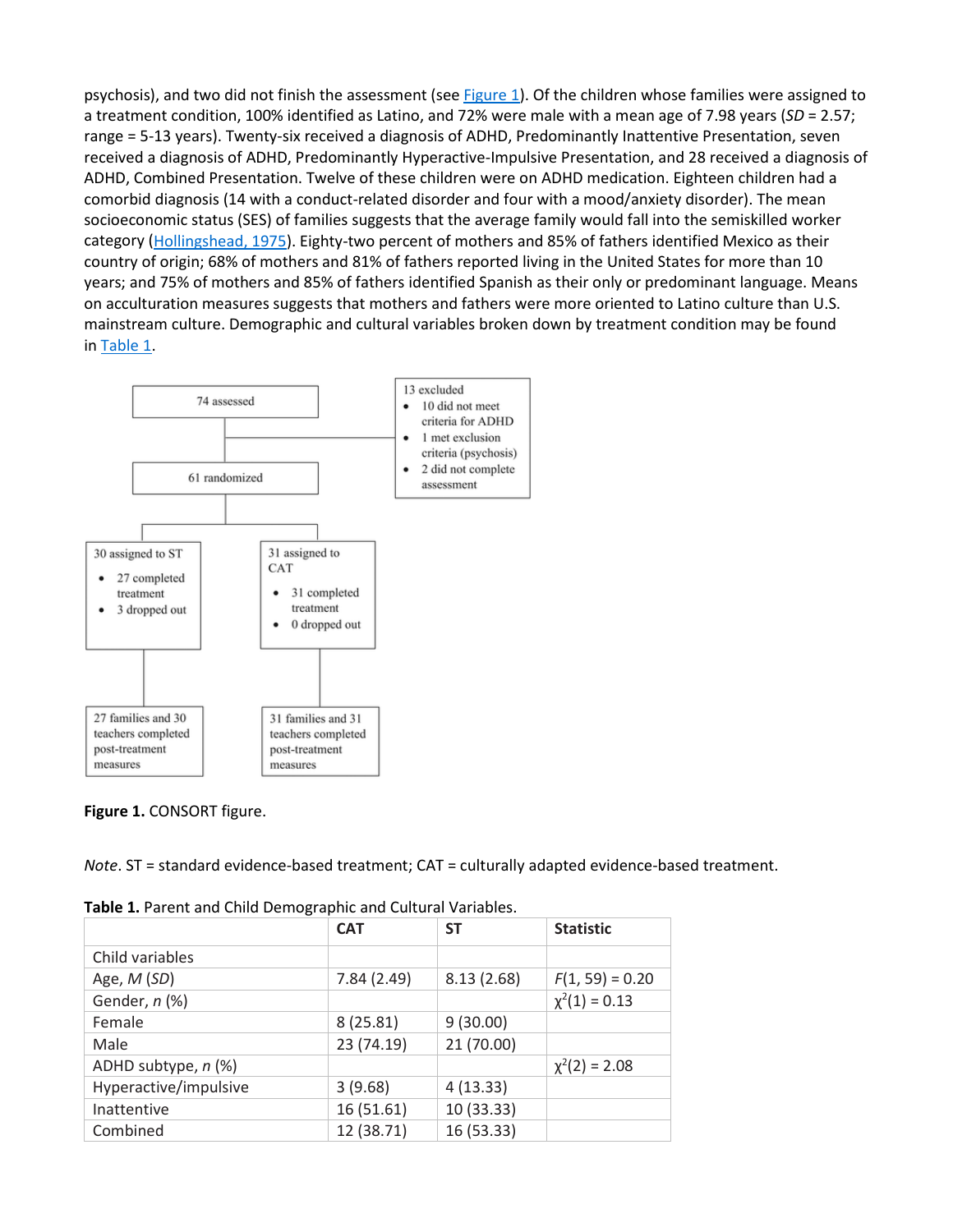psychosis), and two did not finish the assessment (see Figure 1). Of the children whose families were assigned to a treatment condition, 100% identified as Latino, and 72% were male with a mean age of 7.98 years (*SD* = 2.57; range = 5-13 years). Twenty-six received a diagnosis of ADHD, Predominantly Inattentive Presentation, seven received a diagnosis of ADHD, Predominantly Hyperactive-Impulsive Presentation, and 28 received a diagnosis of ADHD, Combined Presentation. Twelve of these children were on ADHD medication. Eighteen children had a comorbid diagnosis (14 with a conduct-related disorder and four with a mood/anxiety disorder). The mean socioeconomic status (SES) of families suggests that the average family would fall into the semiskilled worker category (Hollingshead, 1975). Eighty-two percent of mothers and 85% of fathers identified Mexico as their country of origin; 68% of mothers and 81% of fathers reported living in the United States for more than 10 years; and 75% of mothers and 85% of fathers identified Spanish as their only or predominant language. Means on acculturation measures suggests that mothers and fathers were more oriented to Latino culture than U.S. mainstream culture. Demographic and cultural variables broken down by treatment condition may be found in Table 1.

74 assessed

13 excluded
- 10 did not meet criteria for ADHD
- 1 met exclusion criteria (psychosis)
- 2 did not complete assessment

61 randomized

30 assigned to ST
- 27 completed treatment
- 3 dropped out

31 assigned to CAT
- 31 completed treatment
- 0 dropped out

27 families and 30 teachers completed post-treatment measures

31 families and 31 teachers completed post-treatment measures

**Figure 1.** CONSORT figure.

*Note*. ST = standard evidence-based treatment; CAT = culturally adapted evidence-based treatment.

**Table 1.** Parent and Child Demographic and Cultural Variables.

| | CAT | ST | Statistic |
|---|---|---|---|
| Child variables | | | |
| Age, *M* (*SD*) | 7.84 (2.49) | 8.13 (2.68) | $F(1, 59) = 0.20$ |
| Gender, *n* (%) | | | $\chi^2(1) = 0.13$ |
| Female | 8 (25.81) | 9 (30.00) | |
| Male | 23 (74.19) | 21 (70.00) | |
| ADHD subtype, *n* (%) | | | $\chi^2(2) = 2.08$ |
| Hyperactive/impulsive | 3 (9.68) | 4 (13.33) | |
| Inattentive | 16 (51.61) | 10 (33.33) | |
| Combined | 12 (38.71) | 16 (53.33) | |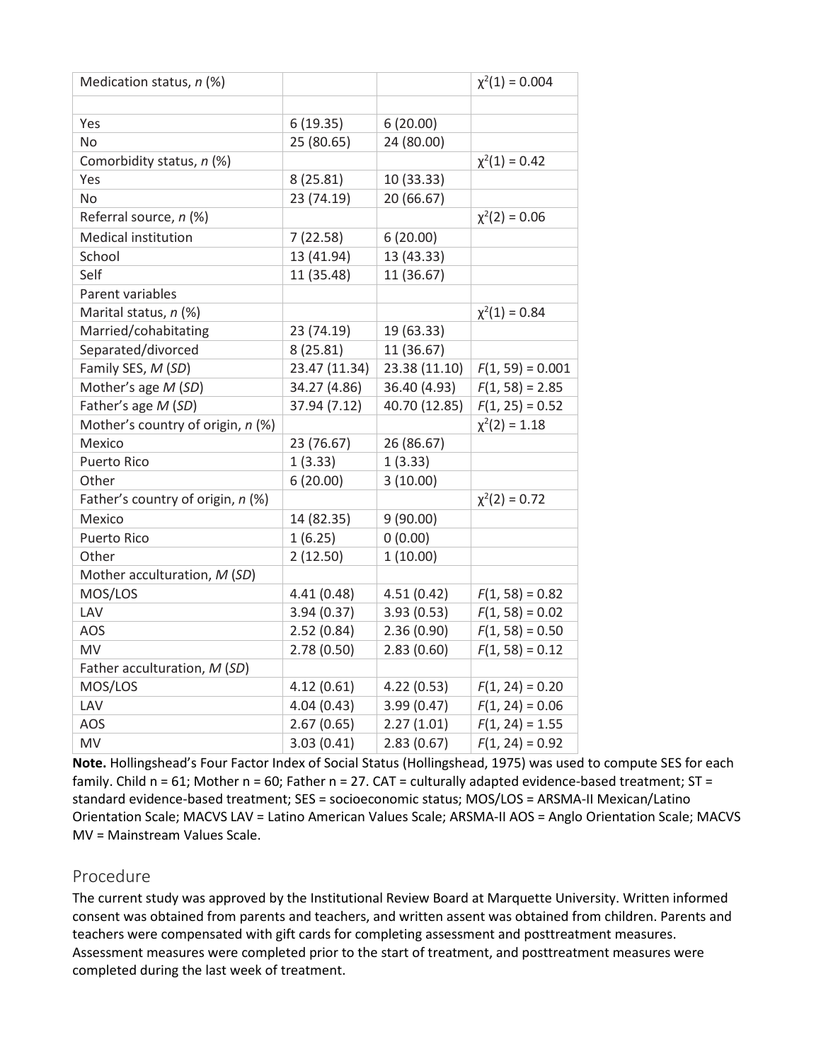| | | | |
|---|---|---|---|
| Medication status, *n* (%) | | | $\chi^2(1) = 0.004$ |
| | | | |
| Yes | 6 (19.35) | 6 (20.00) | |
| No | 25 (80.65) | 24 (80.00) | |
| Comorbidity status, *n* (%) | | | $\chi^2(1) = 0.42$ |
| Yes | 8 (25.81) | 10 (33.33) | |
| No | 23 (74.19) | 20 (66.67) | |
| Referral source, *n* (%) | | | $\chi^2(2) = 0.06$ |
| Medical institution | 7 (22.58) | 6 (20.00) | |
| School | 13 (41.94) | 13 (43.33) | |
| Self | 11 (35.48) | 11 (36.67) | |
| Parent variables | | | |
| Marital status, *n* (%) | | | $\chi^2(1) = 0.84$ |
| Married/cohabitating | 23 (74.19) | 19 (63.33) | |
| Separated/divorced | 8 (25.81) | 11 (36.67) | |
| Family SES, *M* (*SD*) | 23.47 (11.34) | 23.38 (11.10) | $F(1, 59) = 0.001$ |
| Mother's age *M* (*SD*) | 34.27 (4.86) | 36.40 (4.93) | $F(1, 58) = 2.85$ |
| Father's age *M* (*SD*) | 37.94 (7.12) | 40.70 (12.85) | $F(1, 25) = 0.52$ |
| Mother's country of origin, *n* (%) | | | $\chi^2(2) = 1.18$ |
| Mexico | 23 (76.67) | 26 (86.67) | |
| Puerto Rico | 1 (3.33) | 1 (3.33) | |
| Other | 6 (20.00) | 3 (10.00) | |
| Father's country of origin, *n* (%) | | | $\chi^2(2) = 0.72$ |
| Mexico | 14 (82.35) | 9 (90.00) | |
| Puerto Rico | 1 (6.25) | 0 (0.00) | |
| Other | 2 (12.50) | 1 (10.00) | |
| Mother acculturation, *M* (*SD*) | | | |
| MOS/LOS | 4.41 (0.48) | 4.51 (0.42) | $F(1, 58) = 0.82$ |
| LAV | 3.94 (0.37) | 3.93 (0.53) | $F(1, 58) = 0.02$ |
| AOS | 2.52 (0.84) | 2.36 (0.90) | $F(1, 58) = 0.50$ |
| MV | 2.78 (0.50) | 2.83 (0.60) | $F(1, 58) = 0.12$ |
| Father acculturation, *M* (*SD*) | | | |
| MOS/LOS | 4.12 (0.61) | 4.22 (0.53) | $F(1, 24) = 0.20$ |
| LAV | 4.04 (0.43) | 3.99 (0.47) | $F(1, 24) = 0.06$ |
| AOS | 2.67 (0.65) | 2.27 (1.01) | $F(1, 24) = 1.55$ |
| MV | 3.03 (0.41) | 2.83 (0.67) | $F(1, 24) = 0.92$ |

**Note.** Hollingshead's Four Factor Index of Social Status (Hollingshead, 1975) was used to compute SES for each family. Child n = 61; Mother n = 60; Father n = 27. CAT = culturally adapted evidence-based treatment; ST = standard evidence-based treatment; SES = socioeconomic status; MOS/LOS = ARSMA-II Mexican/Latino Orientation Scale; MACVS LAV = Latino American Values Scale; ARSMA-II AOS = Anglo Orientation Scale; MACVS MV = Mainstream Values Scale.

## Procedure

The current study was approved by the Institutional Review Board at Marquette University. Written informed consent was obtained from parents and teachers, and written assent was obtained from children. Parents and teachers were compensated with gift cards for completing assessment and posttreatment measures. Assessment measures were completed prior to the start of treatment, and posttreatment measures were completed during the last week of treatment.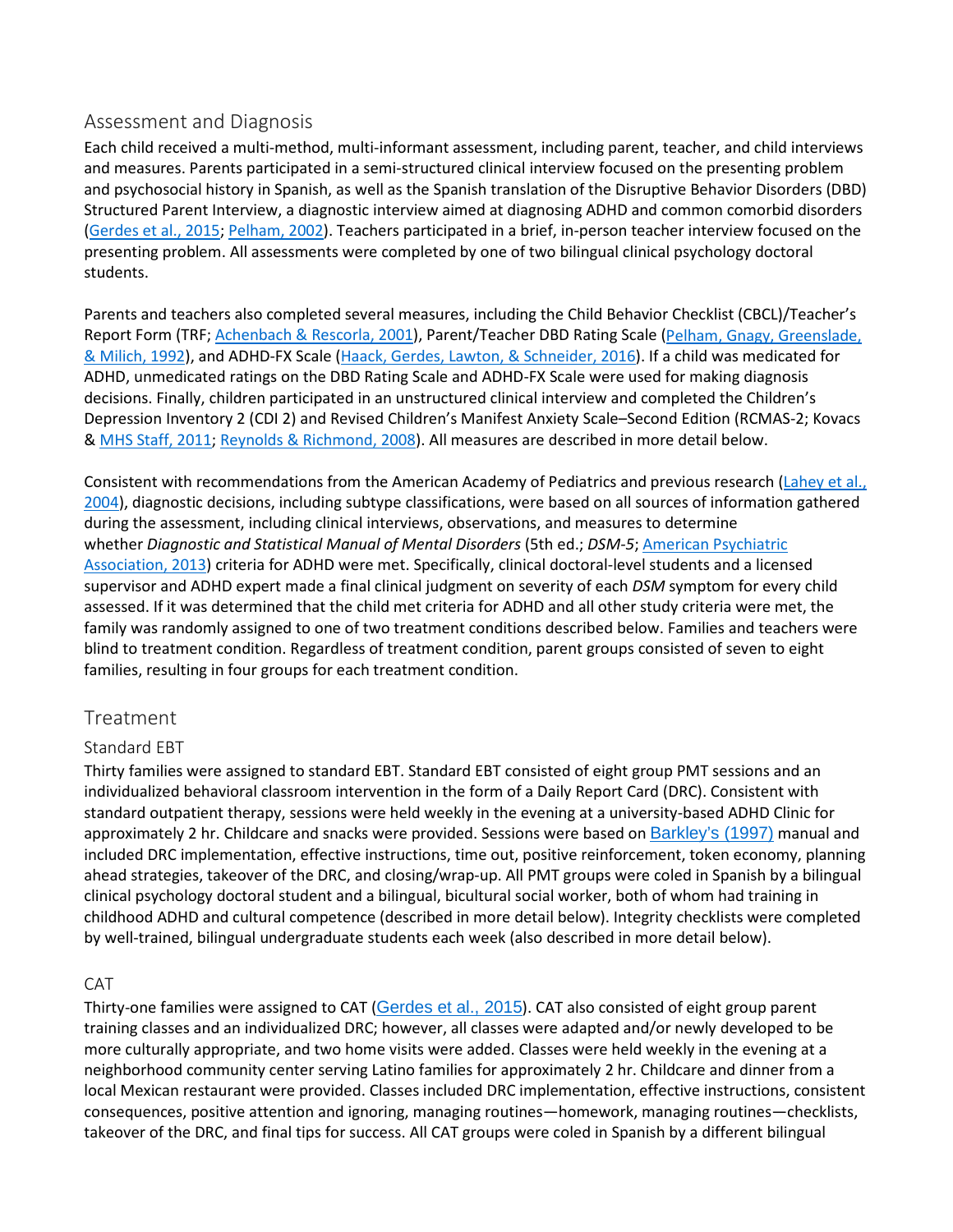## Assessment and Diagnosis

Each child received a multi-method, multi-informant assessment, including parent, teacher, and child interviews and measures. Parents participated in a semi-structured clinical interview focused on the presenting problem and psychosocial history in Spanish, as well as the Spanish translation of the Disruptive Behavior Disorders (DBD) Structured Parent Interview, a diagnostic interview aimed at diagnosing ADHD and common comorbid disorders (Gerdes et al., 2015; Pelham, 2002). Teachers participated in a brief, in-person teacher interview focused on the presenting problem. All assessments were completed by one of two bilingual clinical psychology doctoral students.

Parents and teachers also completed several measures, including the Child Behavior Checklist (CBCL)/Teacher's Report Form (TRF; Achenbach & Rescorla, 2001), Parent/Teacher DBD Rating Scale (Pelham, Gnagy, Greenslade, & Milich, 1992), and ADHD-FX Scale (Haack, Gerdes, Lawton, & Schneider, 2016). If a child was medicated for ADHD, unmedicated ratings on the DBD Rating Scale and ADHD-FX Scale were used for making diagnosis decisions. Finally, children participated in an unstructured clinical interview and completed the Children's Depression Inventory 2 (CDI 2) and Revised Children's Manifest Anxiety Scale–Second Edition (RCMAS-2; Kovacs & MHS Staff, 2011; Reynolds & Richmond, 2008). All measures are described in more detail below.

Consistent with recommendations from the American Academy of Pediatrics and previous research (Lahey et al., 2004), diagnostic decisions, including subtype classifications, were based on all sources of information gathered during the assessment, including clinical interviews, observations, and measures to determine whether *Diagnostic and Statistical Manual of Mental Disorders* (5th ed.; *DSM-5*; American Psychiatric Association, 2013) criteria for ADHD were met. Specifically, clinical doctoral-level students and a licensed supervisor and ADHD expert made a final clinical judgment on severity of each *DSM* symptom for every child assessed. If it was determined that the child met criteria for ADHD and all other study criteria were met, the family was randomly assigned to one of two treatment conditions described below. Families and teachers were blind to treatment condition. Regardless of treatment condition, parent groups consisted of seven to eight families, resulting in four groups for each treatment condition.

## Treatment

### Standard EBT

Thirty families were assigned to standard EBT. Standard EBT consisted of eight group PMT sessions and an individualized behavioral classroom intervention in the form of a Daily Report Card (DRC). Consistent with standard outpatient therapy, sessions were held weekly in the evening at a university-based ADHD Clinic for approximately 2 hr. Childcare and snacks were provided. Sessions were based on Barkley's (1997) manual and included DRC implementation, effective instructions, time out, positive reinforcement, token economy, planning ahead strategies, takeover of the DRC, and closing/wrap-up. All PMT groups were coled in Spanish by a bilingual clinical psychology doctoral student and a bilingual, bicultural social worker, both of whom had training in childhood ADHD and cultural competence (described in more detail below). Integrity checklists were completed by well-trained, bilingual undergraduate students each week (also described in more detail below).

### CAT

Thirty-one families were assigned to CAT (Gerdes et al., 2015). CAT also consisted of eight group parent training classes and an individualized DRC; however, all classes were adapted and/or newly developed to be more culturally appropriate, and two home visits were added. Classes were held weekly in the evening at a neighborhood community center serving Latino families for approximately 2 hr. Childcare and dinner from a local Mexican restaurant were provided. Classes included DRC implementation, effective instructions, consistent consequences, positive attention and ignoring, managing routines—homework, managing routines—checklists, takeover of the DRC, and final tips for success. All CAT groups were coled in Spanish by a different bilingual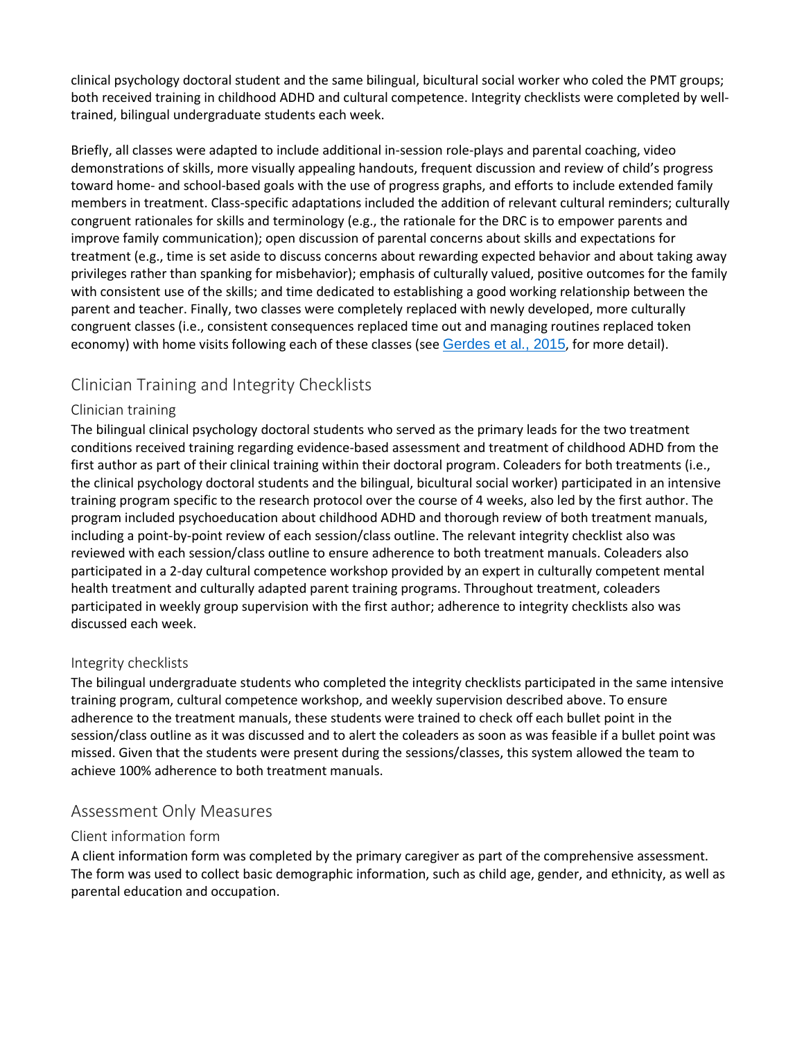clinical psychology doctoral student and the same bilingual, bicultural social worker who coled the PMT groups; both received training in childhood ADHD and cultural competence. Integrity checklists were completed by well-trained, bilingual undergraduate students each week.

Briefly, all classes were adapted to include additional in-session role-plays and parental coaching, video demonstrations of skills, more visually appealing handouts, frequent discussion and review of child's progress toward home- and school-based goals with the use of progress graphs, and efforts to include extended family members in treatment. Class-specific adaptations included the addition of relevant cultural reminders; culturally congruent rationales for skills and terminology (e.g., the rationale for the DRC is to empower parents and improve family communication); open discussion of parental concerns about skills and expectations for treatment (e.g., time is set aside to discuss concerns about rewarding expected behavior and about taking away privileges rather than spanking for misbehavior); emphasis of culturally valued, positive outcomes for the family with consistent use of the skills; and time dedicated to establishing a good working relationship between the parent and teacher. Finally, two classes were completely replaced with newly developed, more culturally congruent classes (i.e., consistent consequences replaced time out and managing routines replaced token economy) with home visits following each of these classes (see Gerdes et al., 2015, for more detail).

## Clinician Training and Integrity Checklists

### Clinician training

The bilingual clinical psychology doctoral students who served as the primary leads for the two treatment conditions received training regarding evidence-based assessment and treatment of childhood ADHD from the first author as part of their clinical training within their doctoral program. Coleaders for both treatments (i.e., the clinical psychology doctoral students and the bilingual, bicultural social worker) participated in an intensive training program specific to the research protocol over the course of 4 weeks, also led by the first author. The program included psychoeducation about childhood ADHD and thorough review of both treatment manuals, including a point-by-point review of each session/class outline. The relevant integrity checklist also was reviewed with each session/class outline to ensure adherence to both treatment manuals. Coleaders also participated in a 2-day cultural competence workshop provided by an expert in culturally competent mental health treatment and culturally adapted parent training programs. Throughout treatment, coleaders participated in weekly group supervision with the first author; adherence to integrity checklists also was discussed each week.

### Integrity checklists

The bilingual undergraduate students who completed the integrity checklists participated in the same intensive training program, cultural competence workshop, and weekly supervision described above. To ensure adherence to the treatment manuals, these students were trained to check off each bullet point in the session/class outline as it was discussed and to alert the coleaders as soon as was feasible if a bullet point was missed. Given that the students were present during the sessions/classes, this system allowed the team to achieve 100% adherence to both treatment manuals.

## Assessment Only Measures

### Client information form

A client information form was completed by the primary caregiver as part of the comprehensive assessment. The form was used to collect basic demographic information, such as child age, gender, and ethnicity, as well as parental education and occupation.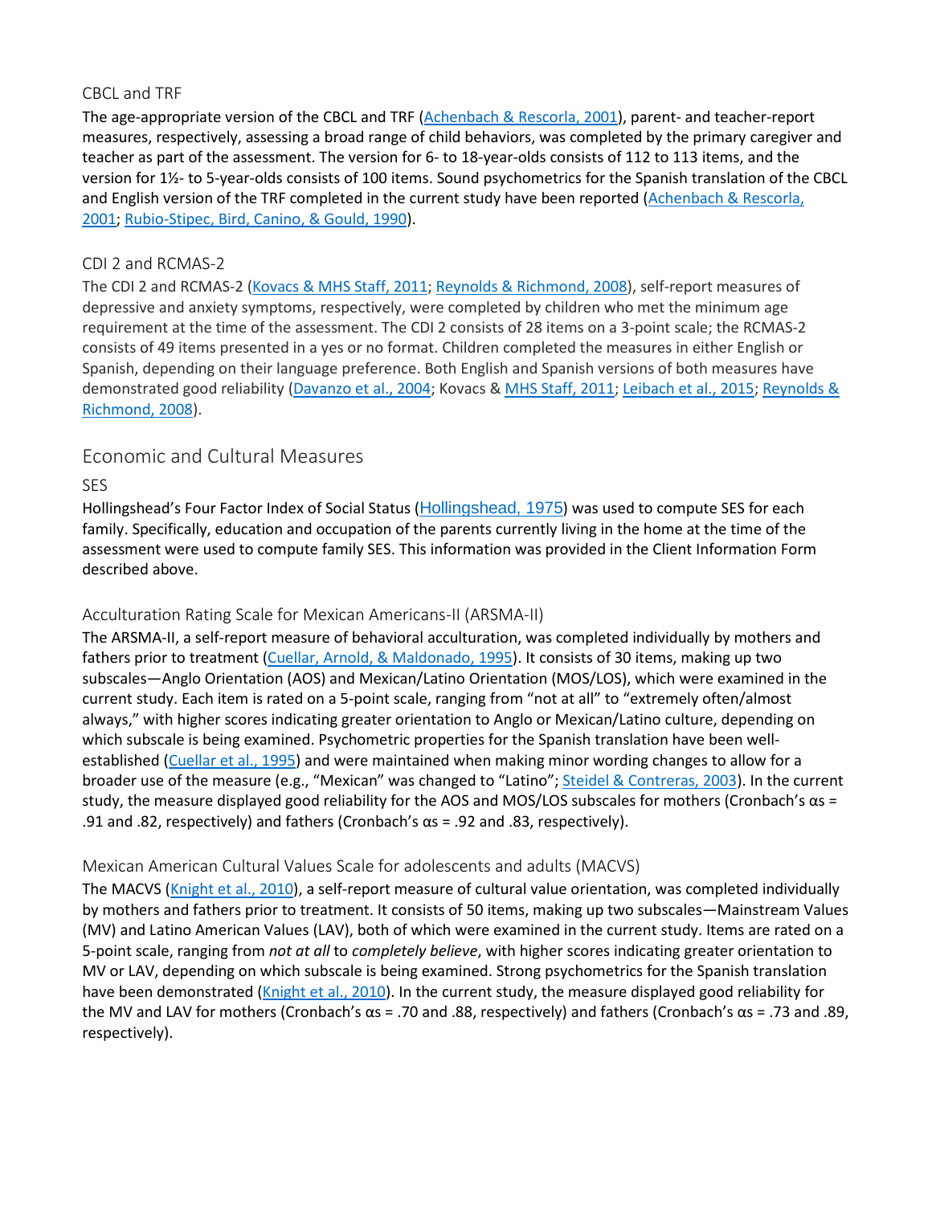### CBCL and TRF

The age-appropriate version of the CBCL and TRF (Achenbach & Rescorla, 2001), parent- and teacher-report measures, respectively, assessing a broad range of child behaviors, was completed by the primary caregiver and teacher as part of the assessment. The version for 6- to 18-year-olds consists of 112 to 113 items, and the version for 1½- to 5-year-olds consists of 100 items. Sound psychometrics for the Spanish translation of the CBCL and English version of the TRF completed in the current study have been reported (Achenbach & Rescorla, 2001; Rubio-Stipec, Bird, Canino, & Gould, 1990).

### CDI 2 and RCMAS-2

The CDI 2 and RCMAS-2 (Kovacs & MHS Staff, 2011; Reynolds & Richmond, 2008), self-report measures of depressive and anxiety symptoms, respectively, were completed by children who met the minimum age requirement at the time of the assessment. The CDI 2 consists of 28 items on a 3-point scale; the RCMAS-2 consists of 49 items presented in a yes or no format. Children completed the measures in either English or Spanish, depending on their language preference. Both English and Spanish versions of both measures have demonstrated good reliability (Davanzo et al., 2004; Kovacs & MHS Staff, 2011; Leibach et al., 2015; Reynolds & Richmond, 2008).

## Economic and Cultural Measures

### SES

Hollingshead's Four Factor Index of Social Status (Hollingshead, 1975) was used to compute SES for each family. Specifically, education and occupation of the parents currently living in the home at the time of the assessment were used to compute family SES. This information was provided in the Client Information Form described above.

### Acculturation Rating Scale for Mexican Americans-II (ARSMA-II)

The ARSMA-II, a self-report measure of behavioral acculturation, was completed individually by mothers and fathers prior to treatment (Cuellar, Arnold, & Maldonado, 1995). It consists of 30 items, making up two subscales—Anglo Orientation (AOS) and Mexican/Latino Orientation (MOS/LOS), which were examined in the current study. Each item is rated on a 5-point scale, ranging from "not at all" to "extremely often/almost always," with higher scores indicating greater orientation to Anglo or Mexican/Latino culture, depending on which subscale is being examined. Psychometric properties for the Spanish translation have been well-established (Cuellar et al., 1995) and were maintained when making minor wording changes to allow for a broader use of the measure (e.g., "Mexican" was changed to "Latino"; Steidel & Contreras, 2003). In the current study, the measure displayed good reliability for the AOS and MOS/LOS subscales for mothers (Cronbach's αs = .91 and .82, respectively) and fathers (Cronbach's αs = .92 and .83, respectively).

### Mexican American Cultural Values Scale for adolescents and adults (MACVS)

The MACVS (Knight et al., 2010), a self-report measure of cultural value orientation, was completed individually by mothers and fathers prior to treatment. It consists of 50 items, making up two subscales—Mainstream Values (MV) and Latino American Values (LAV), both of which were examined in the current study. Items are rated on a 5-point scale, ranging from *not at all* to *completely believe*, with higher scores indicating greater orientation to MV or LAV, depending on which subscale is being examined. Strong psychometrics for the Spanish translation have been demonstrated (Knight et al., 2010). In the current study, the measure displayed good reliability for the MV and LAV for mothers (Cronbach's αs = .70 and .88, respectively) and fathers (Cronbach's αs = .73 and .89, respectively).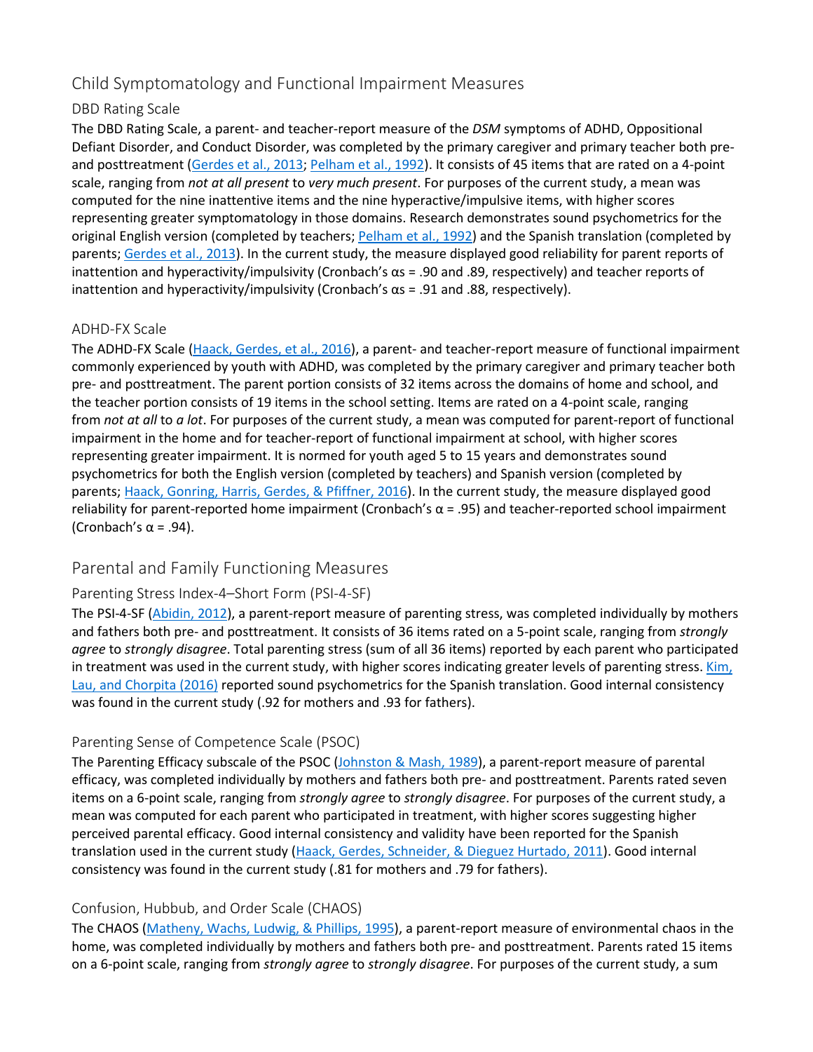## Child Symptomatology and Functional Impairment Measures

### DBD Rating Scale

The DBD Rating Scale, a parent- and teacher-report measure of the *DSM* symptoms of ADHD, Oppositional Defiant Disorder, and Conduct Disorder, was completed by the primary caregiver and primary teacher both pre- and posttreatment (Gerdes et al., 2013; Pelham et al., 1992). It consists of 45 items that are rated on a 4-point scale, ranging from *not at all present* to *very much present*. For purposes of the current study, a mean was computed for the nine inattentive items and the nine hyperactive/impulsive items, with higher scores representing greater symptomatology in those domains. Research demonstrates sound psychometrics for the original English version (completed by teachers; Pelham et al., 1992) and the Spanish translation (completed by parents; Gerdes et al., 2013). In the current study, the measure displayed good reliability for parent reports of inattention and hyperactivity/impulsivity (Cronbach's αs = .90 and .89, respectively) and teacher reports of inattention and hyperactivity/impulsivity (Cronbach's αs = .91 and .88, respectively).

### ADHD-FX Scale

The ADHD-FX Scale (Haack, Gerdes, et al., 2016), a parent- and teacher-report measure of functional impairment commonly experienced by youth with ADHD, was completed by the primary caregiver and primary teacher both pre- and posttreatment. The parent portion consists of 32 items across the domains of home and school, and the teacher portion consists of 19 items in the school setting. Items are rated on a 4-point scale, ranging from *not at all* to *a lot*. For purposes of the current study, a mean was computed for parent-report of functional impairment in the home and for teacher-report of functional impairment at school, with higher scores representing greater impairment. It is normed for youth aged 5 to 15 years and demonstrates sound psychometrics for both the English version (completed by teachers) and Spanish version (completed by parents; Haack, Gonring, Harris, Gerdes, & Pfiffner, 2016). In the current study, the measure displayed good reliability for parent-reported home impairment (Cronbach's α = .95) and teacher-reported school impairment (Cronbach's α = .94).

## Parental and Family Functioning Measures

### Parenting Stress Index-4–Short Form (PSI-4-SF)

The PSI-4-SF (Abidin, 2012), a parent-report measure of parenting stress, was completed individually by mothers and fathers both pre- and posttreatment. It consists of 36 items rated on a 5-point scale, ranging from *strongly agree* to *strongly disagree*. Total parenting stress (sum of all 36 items) reported by each parent who participated in treatment was used in the current study, with higher scores indicating greater levels of parenting stress. Kim, Lau, and Chorpita (2016) reported sound psychometrics for the Spanish translation. Good internal consistency was found in the current study (.92 for mothers and .93 for fathers).

### Parenting Sense of Competence Scale (PSOC)

The Parenting Efficacy subscale of the PSOC (Johnston & Mash, 1989), a parent-report measure of parental efficacy, was completed individually by mothers and fathers both pre- and posttreatment. Parents rated seven items on a 6-point scale, ranging from *strongly agree* to *strongly disagree*. For purposes of the current study, a mean was computed for each parent who participated in treatment, with higher scores suggesting higher perceived parental efficacy. Good internal consistency and validity have been reported for the Spanish translation used in the current study (Haack, Gerdes, Schneider, & Dieguez Hurtado, 2011). Good internal consistency was found in the current study (.81 for mothers and .79 for fathers).

### Confusion, Hubbub, and Order Scale (CHAOS)

The CHAOS (Matheny, Wachs, Ludwig, & Phillips, 1995), a parent-report measure of environmental chaos in the home, was completed individually by mothers and fathers both pre- and posttreatment. Parents rated 15 items on a 6-point scale, ranging from *strongly agree* to *strongly disagree*. For purposes of the current study, a sum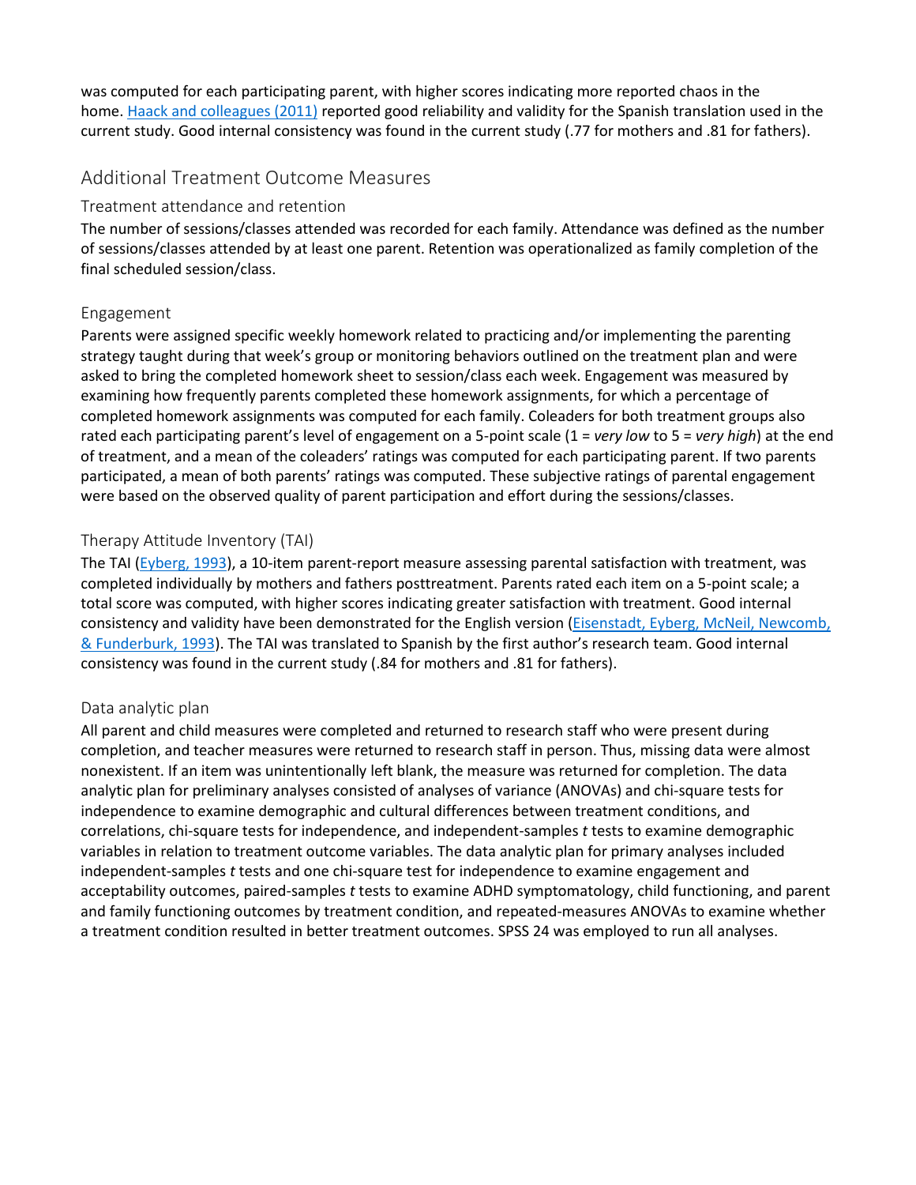was computed for each participating parent, with higher scores indicating more reported chaos in the home. Haack and colleagues (2011) reported good reliability and validity for the Spanish translation used in the current study. Good internal consistency was found in the current study (.77 for mothers and .81 for fathers).

## Additional Treatment Outcome Measures

### Treatment attendance and retention

The number of sessions/classes attended was recorded for each family. Attendance was defined as the number of sessions/classes attended by at least one parent. Retention was operationalized as family completion of the final scheduled session/class.

### Engagement

Parents were assigned specific weekly homework related to practicing and/or implementing the parenting strategy taught during that week's group or monitoring behaviors outlined on the treatment plan and were asked to bring the completed homework sheet to session/class each week. Engagement was measured by examining how frequently parents completed these homework assignments, for which a percentage of completed homework assignments was computed for each family. Coleaders for both treatment groups also rated each participating parent's level of engagement on a 5-point scale (1 = *very low* to 5 = *very high*) at the end of treatment, and a mean of the coleaders' ratings was computed for each participating parent. If two parents participated, a mean of both parents' ratings was computed. These subjective ratings of parental engagement were based on the observed quality of parent participation and effort during the sessions/classes.

### Therapy Attitude Inventory (TAI)

The TAI (Eyberg, 1993), a 10-item parent-report measure assessing parental satisfaction with treatment, was completed individually by mothers and fathers posttreatment. Parents rated each item on a 5-point scale; a total score was computed, with higher scores indicating greater satisfaction with treatment. Good internal consistency and validity have been demonstrated for the English version (Eisenstadt, Eyberg, McNeil, Newcomb, & Funderburk, 1993). The TAI was translated to Spanish by the first author's research team. Good internal consistency was found in the current study (.84 for mothers and .81 for fathers).

### Data analytic plan

All parent and child measures were completed and returned to research staff who were present during completion, and teacher measures were returned to research staff in person. Thus, missing data were almost nonexistent. If an item was unintentionally left blank, the measure was returned for completion. The data analytic plan for preliminary analyses consisted of analyses of variance (ANOVAs) and chi-square tests for independence to examine demographic and cultural differences between treatment conditions, and correlations, chi-square tests for independence, and independent-samples *t* tests to examine demographic variables in relation to treatment outcome variables. The data analytic plan for primary analyses included independent-samples *t* tests and one chi-square test for independence to examine engagement and acceptability outcomes, paired-samples *t* tests to examine ADHD symptomatology, child functioning, and parent and family functioning outcomes by treatment condition, and repeated-measures ANOVAs to examine whether a treatment condition resulted in better treatment outcomes. SPSS 24 was employed to run all analyses.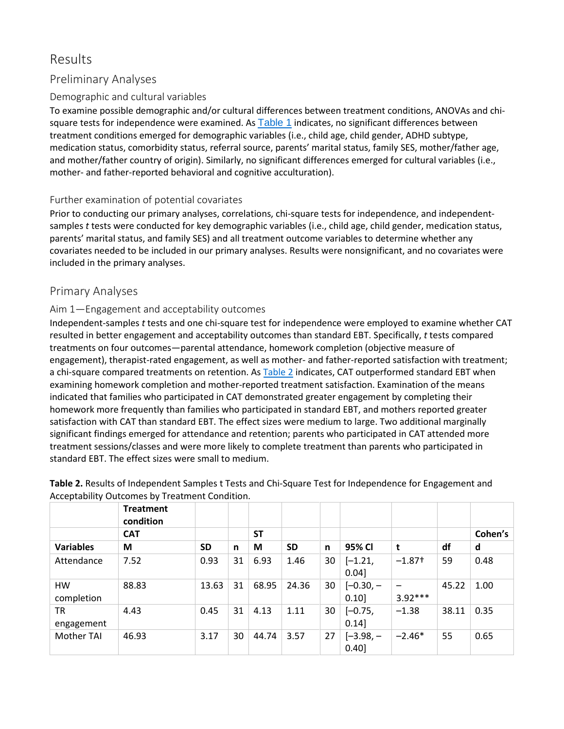# Results

## Preliminary Analyses

### Demographic and cultural variables

To examine possible demographic and/or cultural differences between treatment conditions, ANOVAs and chi-square tests for independence were examined. As Table 1 indicates, no significant differences between treatment conditions emerged for demographic variables (i.e., child age, child gender, ADHD subtype, medication status, comorbidity status, referral source, parents' marital status, family SES, mother/father age, and mother/father country of origin). Similarly, no significant differences emerged for cultural variables (i.e., mother- and father-reported behavioral and cognitive acculturation).

### Further examination of potential covariates

Prior to conducting our primary analyses, correlations, chi-square tests for independence, and independent-samples *t* tests were conducted for key demographic variables (i.e., child age, child gender, medication status, parents' marital status, and family SES) and all treatment outcome variables to determine whether any covariates needed to be included in our primary analyses. Results were nonsignificant, and no covariates were included in the primary analyses.

## Primary Analyses

### Aim 1—Engagement and acceptability outcomes

Independent-samples *t* tests and one chi-square test for independence were employed to examine whether CAT resulted in better engagement and acceptability outcomes than standard EBT. Specifically, *t* tests compared treatments on four outcomes—parental attendance, homework completion (objective measure of engagement), therapist-rated engagement, as well as mother- and father-reported satisfaction with treatment; a chi-square compared treatments on retention. As Table 2 indicates, CAT outperformed standard EBT when examining homework completion and mother-reported treatment satisfaction. Examination of the means indicated that families who participated in CAT demonstrated greater engagement by completing their homework more frequently than families who participated in standard EBT, and mothers reported greater satisfaction with CAT than standard EBT. The effect sizes were medium to large. Two additional marginally significant findings emerged for attendance and retention; parents who participated in CAT attended more treatment sessions/classes and were more likely to complete treatment than parents who participated in standard EBT. The effect sizes were small to medium.

**Table 2.** Results of Independent Samples t Tests and Chi-Square Test for Independence for Engagement and Acceptability Outcomes by Treatment Condition.

| | Treatment condition | | | | | | | | | |
|---|---|---|---|---|---|---|---|---|---|---|
| | CAT | | | ST | | | | | | Cohen's |
| Variables | M | SD | n | M | SD | n | 95% CI | t | df | d |
| Attendance | 7.52 | 0.93 | 31 | 6.93 | 1.46 | 30 | [−1.21, 0.04] | −1.87† | 59 | 0.48 |
| HW completion | 88.83 | 13.63 | 31 | 68.95 | 24.36 | 30 | [−0.30, −0.10] | −3.92*** | 45.22 | 1.00 |
| TR engagement | 4.43 | 0.45 | 31 | 4.13 | 1.11 | 30 | [−0.75, 0.14] | −1.38 | 38.11 | 0.35 |
| Mother TAI | 46.93 | 3.17 | 30 | 44.74 | 3.57 | 27 | [−3.98, −0.40] | −2.46* | 55 | 0.65 |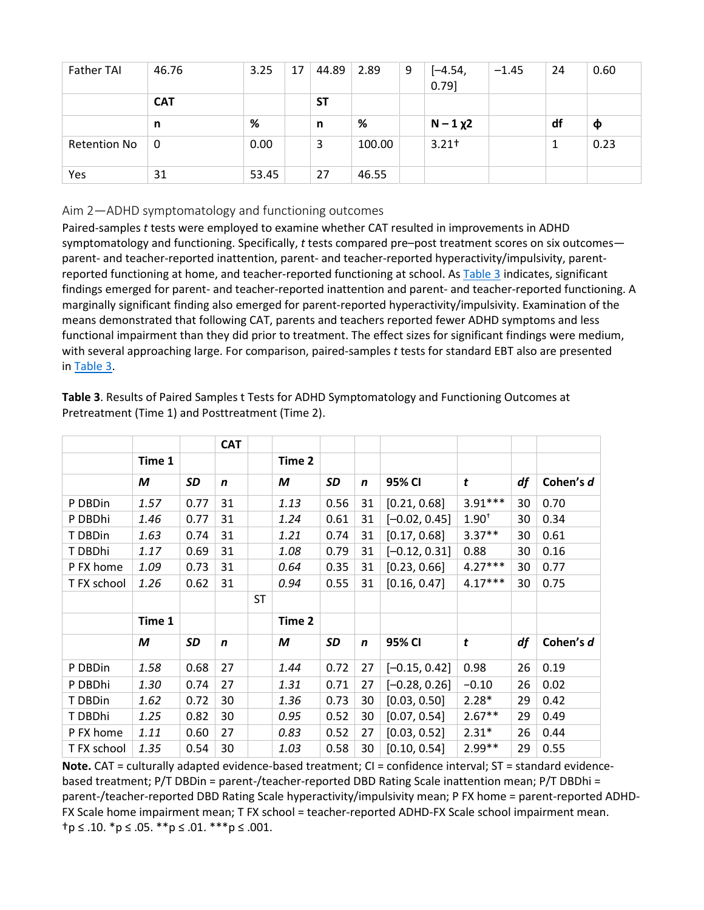| Father TAI | 46.76 | 3.25 | 17 | 44.89 | 2.89 | 9 | [−4.54, 0.79] | −1.45 | 24 | 0.60 |
|---|---|---|---|---|---|---|---|---|---|---|
| | **CAT** | | | **ST** | | | | | | |
| | **n** | **%** | | **n** | **%** | | **N − 1 χ2** | | **df** | **ϕ** |
| Retention No | 0 | 0.00 | | 3 | 100.00 | | 3.21† | | 1 | 0.23 |
| Yes | 31 | 53.45 | | 27 | 46.55 | | | | | |

## Aim 2—ADHD symptomatology and functioning outcomes

Paired-samples *t* tests were employed to examine whether CAT resulted in improvements in ADHD symptomatology and functioning. Specifically, *t* tests compared pre–post treatment scores on six outcomes—parent- and teacher-reported inattention, parent- and teacher-reported hyperactivity/impulsivity, parent-reported functioning at home, and teacher-reported functioning at school. As Table 3 indicates, significant findings emerged for parent- and teacher-reported inattention and parent- and teacher-reported functioning. A marginally significant finding also emerged for parent-reported hyperactivity/impulsivity. Examination of the means demonstrated that following CAT, parents and teachers reported fewer ADHD symptoms and less functional impairment than they did prior to treatment. The effect sizes for significant findings were medium, with several approaching large. For comparison, paired-samples *t* tests for standard EBT also are presented in Table 3.

**Table 3**. Results of Paired Samples t Tests for ADHD Symptomatology and Functioning Outcomes at Pretreatment (Time 1) and Posttreatment (Time 2).

| | | | **CAT** | | | | | | | | |
|---|---|---|---|---|---|---|---|---|---|---|---|
| | **Time 1** | | | | **Time 2** | | | | | | |
| | ***M*** | ***SD*** | ***n*** | | ***M*** | ***SD*** | ***n*** | **95% CI** | ***t*** | ***df*** | **Cohen's *d*** |
| P DBDin | *1.57* | 0.77 | 31 | | *1.13* | 0.56 | 31 | [0.21, 0.68] | 3.91*** | 30 | 0.70 |
| P DBDhi | *1.46* | 0.77 | 31 | | *1.24* | 0.61 | 31 | [−0.02, 0.45] | 1.90† | 30 | 0.34 |
| T DBDin | *1.63* | 0.74 | 31 | | *1.21* | 0.74 | 31 | [0.17, 0.68] | 3.37** | 30 | 0.61 |
| T DBDhi | *1.17* | 0.69 | 31 | | *1.08* | 0.79 | 31 | [−0.12, 0.31] | 0.88 | 30 | 0.16 |
| P FX home | *1.09* | 0.73 | 31 | | *0.64* | 0.35 | 31 | [0.23, 0.66] | 4.27*** | 30 | 0.77 |
| T FX school | *1.26* | 0.62 | 31 | | *0.94* | 0.55 | 31 | [0.16, 0.47] | 4.17*** | 30 | 0.75 |
| | | | | ST | | | | | | | |
| | **Time 1** | | | | **Time 2** | | | | | | |
| | ***M*** | ***SD*** | ***n*** | | ***M*** | ***SD*** | ***n*** | **95% CI** | ***t*** | ***df*** | **Cohen's *d*** |
| P DBDin | *1.58* | 0.68 | 27 | | *1.44* | 0.72 | 27 | [−0.15, 0.42] | 0.98 | 26 | 0.19 |
| P DBDhi | *1.30* | 0.74 | 27 | | *1.31* | 0.71 | 27 | [−0.28, 0.26] | −0.10 | 26 | 0.02 |
| T DBDin | *1.62* | 0.72 | 30 | | *1.36* | 0.73 | 30 | [0.03, 0.50] | 2.28* | 29 | 0.42 |
| T DBDhi | *1.25* | 0.82 | 30 | | *0.95* | 0.52 | 30 | [0.07, 0.54] | 2.67** | 29 | 0.49 |
| P FX home | *1.11* | 0.60 | 27 | | *0.83* | 0.52 | 27 | [0.03, 0.52] | 2.31* | 26 | 0.44 |
| T FX school | *1.35* | 0.54 | 30 | | *1.03* | 0.58 | 30 | [0.10, 0.54] | 2.99** | 29 | 0.55 |

**Note.** CAT = culturally adapted evidence-based treatment; CI = confidence interval; ST = standard evidence-based treatment; P/T DBDin = parent-/teacher-reported DBD Rating Scale inattention mean; P/T DBDhi = parent-/teacher-reported DBD Rating Scale hyperactivity/impulsivity mean; P FX home = parent-reported ADHD-FX Scale home impairment mean; T FX school = teacher-reported ADHD-FX Scale school impairment mean. †p ≤ .10. *p ≤ .05. **p ≤ .01. ***p ≤ .001.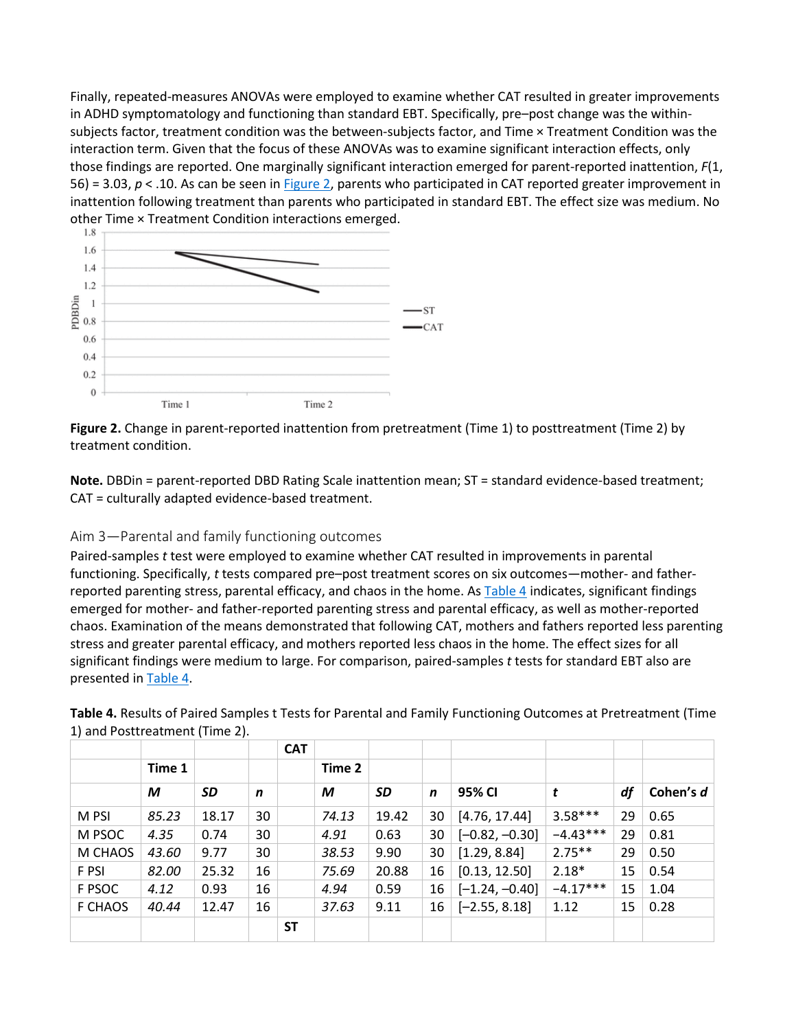Finally, repeated-measures ANOVAs were employed to examine whether CAT resulted in greater improvements in ADHD symptomatology and functioning than standard EBT. Specifically, pre–post change was the within-subjects factor, treatment condition was the between-subjects factor, and Time × Treatment Condition was the interaction term. Given that the focus of these ANOVAs was to examine significant interaction effects, only those findings are reported. One marginally significant interaction emerged for parent-reported inattention, $F(1, 56) = 3.03$, $p < .10$. As can be seen in Figure 2, parents who participated in CAT reported greater improvement in inattention following treatment than parents who participated in standard EBT. The effect size was medium. No other Time × Treatment Condition interactions emerged.

**Figure 2.** Change in parent-reported inattention from pretreatment (Time 1) to posttreatment (Time 2) by treatment condition.

**Note.** DBDin = parent-reported DBD Rating Scale inattention mean; ST = standard evidence-based treatment; CAT = culturally adapted evidence-based treatment.

## Aim 3—Parental and family functioning outcomes

Paired-samples *t* test were employed to examine whether CAT resulted in improvements in parental functioning. Specifically, *t* tests compared pre–post treatment scores on six outcomes—mother- and father-reported parenting stress, parental efficacy, and chaos in the home. As Table 4 indicates, significant findings emerged for mother- and father-reported parenting stress and parental efficacy, as well as mother-reported chaos. Examination of the means demonstrated that following CAT, mothers and fathers reported less parenting stress and greater parental efficacy, and mothers reported less chaos in the home. The effect sizes for all significant findings were medium to large. For comparison, paired-samples *t* tests for standard EBT also are presented in Table 4.

**Table 4.** Results of Paired Samples t Tests for Parental and Family Functioning Outcomes at Pretreatment (Time 1) and Posttreatment (Time 2).

| | | | | CAT | | | | | | | |
|---|---|---|---|---|---|---|---|---|---|---|---|
| | Time 1 | | | | Time 2 | | | | | | |
| | *M* | *SD* | *n* | | *M* | *SD* | *n* | 95% CI | *t* | *df* | Cohen's *d* |
| M PSI | *85.23* | 18.17 | 30 | | *74.13* | 19.42 | 30 | [4.76, 17.44] | 3.58*** | 29 | 0.65 |
| M PSOC | *4.35* | 0.74 | 30 | | *4.91* | 0.63 | 30 | [−0.82, −0.30] | −4.43*** | 29 | 0.81 |
| M CHAOS | *43.60* | 9.77 | 30 | | *38.53* | 9.90 | 30 | [1.29, 8.84] | 2.75** | 29 | 0.50 |
| F PSI | *82.00* | 25.32 | 16 | | *75.69* | 20.88 | 16 | [0.13, 12.50] | 2.18* | 15 | 0.54 |
| F PSOC | *4.12* | 0.93 | 16 | | *4.94* | 0.59 | 16 | [−1.24, −0.40] | −4.17*** | 15 | 1.04 |
| F CHAOS | *40.44* | 12.47 | 16 | | *37.63* | 9.11 | 16 | [−2.55, 8.18] | 1.12 | 15 | 0.28 |
| | | | | ST | | | | | | | |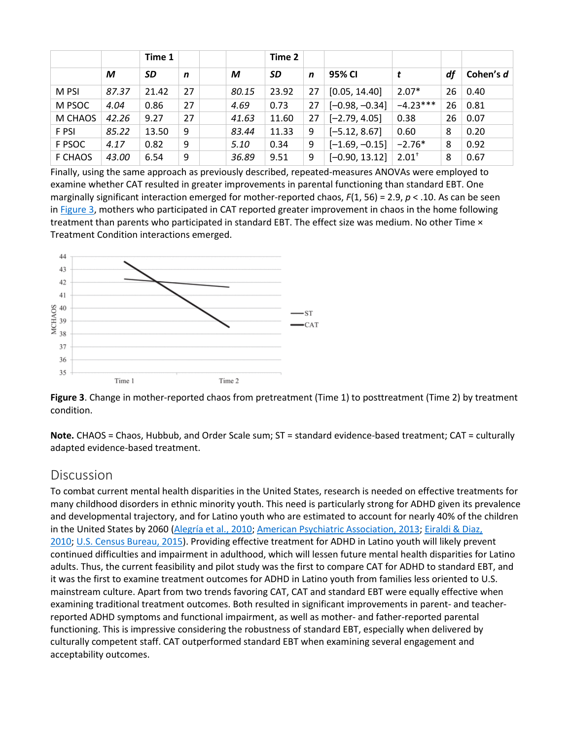| | | Time 1 | | | | Time 2 | | | | | |
|---|---|---|---|---|---|---|---|---|---|---|---|
| | *M* | *SD* | *n* | | *M* | *SD* | *n* | 95% CI | *t* | *df* | Cohen's *d* |
| M PSI | *87.37* | 21.42 | 27 | | *80.15* | 23.92 | 27 | [0.05, 14.40] | 2.07* | 26 | 0.40 |
| M PSOC | *4.04* | 0.86 | 27 | | *4.69* | 0.73 | 27 | [−0.98, −0.34] | −4.23*** | 26 | 0.81 |
| M CHAOS | 42.26 | 9.27 | 27 | | *41.63* | 11.60 | 27 | [−2.79, 4.05] | 0.38 | 26 | 0.07 |
| F PSI | *85.22* | 13.50 | 9 | | *83.44* | 11.33 | 9 | [−5.12, 8.67] | 0.60 | 8 | 0.20 |
| F PSOC | *4.17* | 0.82 | 9 | | *5.10* | 0.34 | 9 | [−1.69, −0.15] | −2.76* | 8 | 0.92 |
| F CHAOS | *43.00* | 6.54 | 9 | | *36.89* | 9.51 | 9 | [−0.90, 13.12] | 2.01† | 8 | 0.67 |

Finally, using the same approach as previously described, repeated-measures ANOVAs were employed to examine whether CAT resulted in greater improvements in parental functioning than standard EBT. One marginally significant interaction emerged for mother-reported chaos, $F(1, 56) = 2.9$, $p < .10$. As can be seen in Figure 3, mothers who participated in CAT reported greater improvement in chaos in the home following treatment than parents who participated in standard EBT. The effect size was medium. No other Time × Treatment Condition interactions emerged.

**Figure 3**. Change in mother-reported chaos from pretreatment (Time 1) to posttreatment (Time 2) by treatment condition.

**Note.** CHAOS = Chaos, Hubbub, and Order Scale sum; ST = standard evidence-based treatment; CAT = culturally adapted evidence-based treatment.

## Discussion

To combat current mental health disparities in the United States, research is needed on effective treatments for many childhood disorders in ethnic minority youth. This need is particularly strong for ADHD given its prevalence and developmental trajectory, and for Latino youth who are estimated to account for nearly 40% of the children in the United States by 2060 (Alegría et al., 2010; American Psychiatric Association, 2013; Eiraldi & Diaz, 2010; U.S. Census Bureau, 2015). Providing effective treatment for ADHD in Latino youth will likely prevent continued difficulties and impairment in adulthood, which will lessen future mental health disparities for Latino adults. Thus, the current feasibility and pilot study was the first to compare CAT for ADHD to standard EBT, and it was the first to examine treatment outcomes for ADHD in Latino youth from families less oriented to U.S. mainstream culture. Apart from two trends favoring CAT, CAT and standard EBT were equally effective when examining traditional treatment outcomes. Both resulted in significant improvements in parent- and teacher-reported ADHD symptoms and functional impairment, as well as mother- and father-reported parental functioning. This is impressive considering the robustness of standard EBT, especially when delivered by culturally competent staff. CAT outperformed standard EBT when examining several engagement and acceptability outcomes.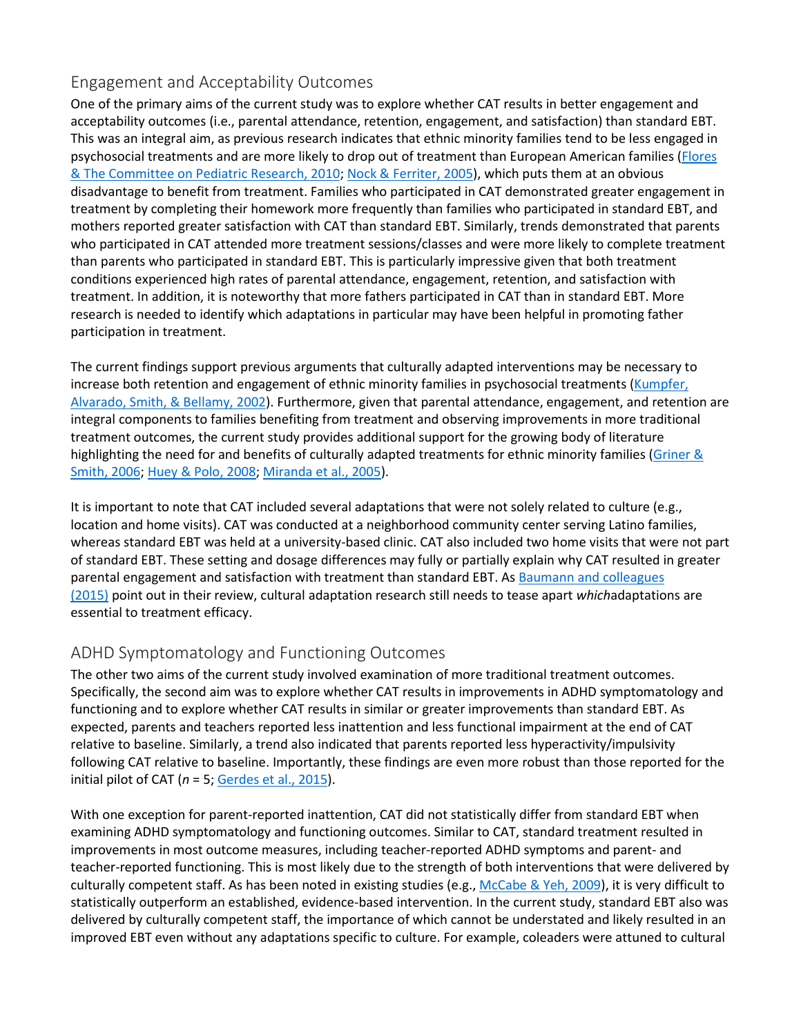## Engagement and Acceptability Outcomes

One of the primary aims of the current study was to explore whether CAT results in better engagement and acceptability outcomes (i.e., parental attendance, retention, engagement, and satisfaction) than standard EBT. This was an integral aim, as previous research indicates that ethnic minority families tend to be less engaged in psychosocial treatments and are more likely to drop out of treatment than European American families (Flores & The Committee on Pediatric Research, 2010; Nock & Ferriter, 2005), which puts them at an obvious disadvantage to benefit from treatment. Families who participated in CAT demonstrated greater engagement in treatment by completing their homework more frequently than families who participated in standard EBT, and mothers reported greater satisfaction with CAT than standard EBT. Similarly, trends demonstrated that parents who participated in CAT attended more treatment sessions/classes and were more likely to complete treatment than parents who participated in standard EBT. This is particularly impressive given that both treatment conditions experienced high rates of parental attendance, engagement, retention, and satisfaction with treatment. In addition, it is noteworthy that more fathers participated in CAT than in standard EBT. More research is needed to identify which adaptations in particular may have been helpful in promoting father participation in treatment.

The current findings support previous arguments that culturally adapted interventions may be necessary to increase both retention and engagement of ethnic minority families in psychosocial treatments (Kumpfer, Alvarado, Smith, & Bellamy, 2002). Furthermore, given that parental attendance, engagement, and retention are integral components to families benefiting from treatment and observing improvements in more traditional treatment outcomes, the current study provides additional support for the growing body of literature highlighting the need for and benefits of culturally adapted treatments for ethnic minority families (Griner & Smith, 2006; Huey & Polo, 2008; Miranda et al., 2005).

It is important to note that CAT included several adaptations that were not solely related to culture (e.g., location and home visits). CAT was conducted at a neighborhood community center serving Latino families, whereas standard EBT was held at a university-based clinic. CAT also included two home visits that were not part of standard EBT. These setting and dosage differences may fully or partially explain why CAT resulted in greater parental engagement and satisfaction with treatment than standard EBT. As Baumann and colleagues (2015) point out in their review, cultural adaptation research still needs to tease apart *which*adaptations are essential to treatment efficacy.

## ADHD Symptomatology and Functioning Outcomes

The other two aims of the current study involved examination of more traditional treatment outcomes. Specifically, the second aim was to explore whether CAT results in improvements in ADHD symptomatology and functioning and to explore whether CAT results in similar or greater improvements than standard EBT. As expected, parents and teachers reported less inattention and less functional impairment at the end of CAT relative to baseline. Similarly, a trend also indicated that parents reported less hyperactivity/impulsivity following CAT relative to baseline. Importantly, these findings are even more robust than those reported for the initial pilot of CAT ($n$ = 5; Gerdes et al., 2015).

With one exception for parent-reported inattention, CAT did not statistically differ from standard EBT when examining ADHD symptomatology and functioning outcomes. Similar to CAT, standard treatment resulted in improvements in most outcome measures, including teacher-reported ADHD symptoms and parent- and teacher-reported functioning. This is most likely due to the strength of both interventions that were delivered by culturally competent staff. As has been noted in existing studies (e.g., McCabe & Yeh, 2009), it is very difficult to statistically outperform an established, evidence-based intervention. In the current study, standard EBT also was delivered by culturally competent staff, the importance of which cannot be understated and likely resulted in an improved EBT even without any adaptations specific to culture. For example, coleaders were attuned to cultural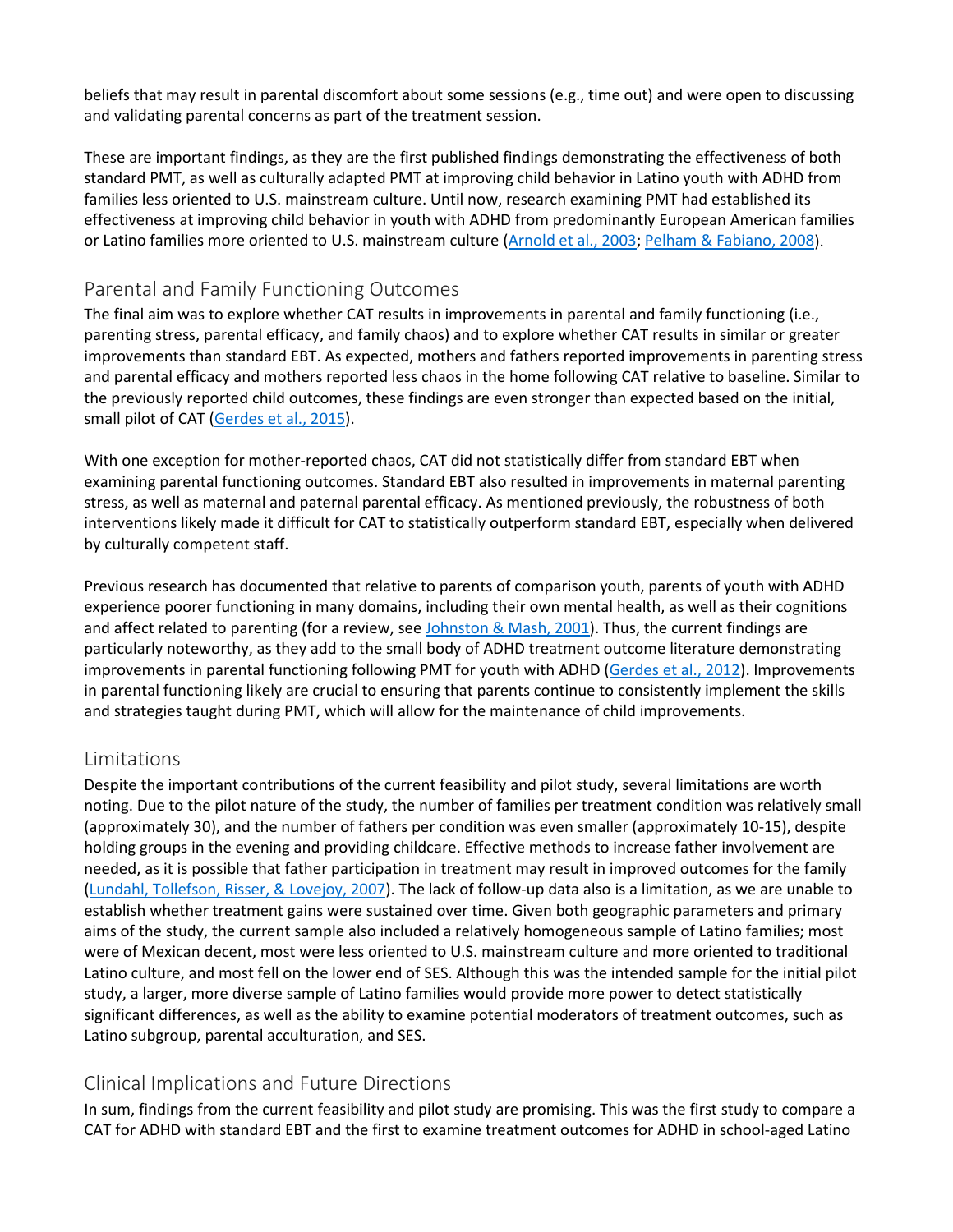beliefs that may result in parental discomfort about some sessions (e.g., time out) and were open to discussing and validating parental concerns as part of the treatment session.

These are important findings, as they are the first published findings demonstrating the effectiveness of both standard PMT, as well as culturally adapted PMT at improving child behavior in Latino youth with ADHD from families less oriented to U.S. mainstream culture. Until now, research examining PMT had established its effectiveness at improving child behavior in youth with ADHD from predominantly European American families or Latino families more oriented to U.S. mainstream culture (Arnold et al., 2003; Pelham & Fabiano, 2008).

## Parental and Family Functioning Outcomes

The final aim was to explore whether CAT results in improvements in parental and family functioning (i.e., parenting stress, parental efficacy, and family chaos) and to explore whether CAT results in similar or greater improvements than standard EBT. As expected, mothers and fathers reported improvements in parenting stress and parental efficacy and mothers reported less chaos in the home following CAT relative to baseline. Similar to the previously reported child outcomes, these findings are even stronger than expected based on the initial, small pilot of CAT (Gerdes et al., 2015).

With one exception for mother-reported chaos, CAT did not statistically differ from standard EBT when examining parental functioning outcomes. Standard EBT also resulted in improvements in maternal parenting stress, as well as maternal and paternal parental efficacy. As mentioned previously, the robustness of both interventions likely made it difficult for CAT to statistically outperform standard EBT, especially when delivered by culturally competent staff.

Previous research has documented that relative to parents of comparison youth, parents of youth with ADHD experience poorer functioning in many domains, including their own mental health, as well as their cognitions and affect related to parenting (for a review, see Johnston & Mash, 2001). Thus, the current findings are particularly noteworthy, as they add to the small body of ADHD treatment outcome literature demonstrating improvements in parental functioning following PMT for youth with ADHD (Gerdes et al., 2012). Improvements in parental functioning likely are crucial to ensuring that parents continue to consistently implement the skills and strategies taught during PMT, which will allow for the maintenance of child improvements.

## Limitations

Despite the important contributions of the current feasibility and pilot study, several limitations are worth noting. Due to the pilot nature of the study, the number of families per treatment condition was relatively small (approximately 30), and the number of fathers per condition was even smaller (approximately 10-15), despite holding groups in the evening and providing childcare. Effective methods to increase father involvement are needed, as it is possible that father participation in treatment may result in improved outcomes for the family (Lundahl, Tollefson, Risser, & Lovejoy, 2007). The lack of follow-up data also is a limitation, as we are unable to establish whether treatment gains were sustained over time. Given both geographic parameters and primary aims of the study, the current sample also included a relatively homogeneous sample of Latino families; most were of Mexican decent, most were less oriented to U.S. mainstream culture and more oriented to traditional Latino culture, and most fell on the lower end of SES. Although this was the intended sample for the initial pilot study, a larger, more diverse sample of Latino families would provide more power to detect statistically significant differences, as well as the ability to examine potential moderators of treatment outcomes, such as Latino subgroup, parental acculturation, and SES.

## Clinical Implications and Future Directions

In sum, findings from the current feasibility and pilot study are promising. This was the first study to compare a CAT for ADHD with standard EBT and the first to examine treatment outcomes for ADHD in school-aged Latino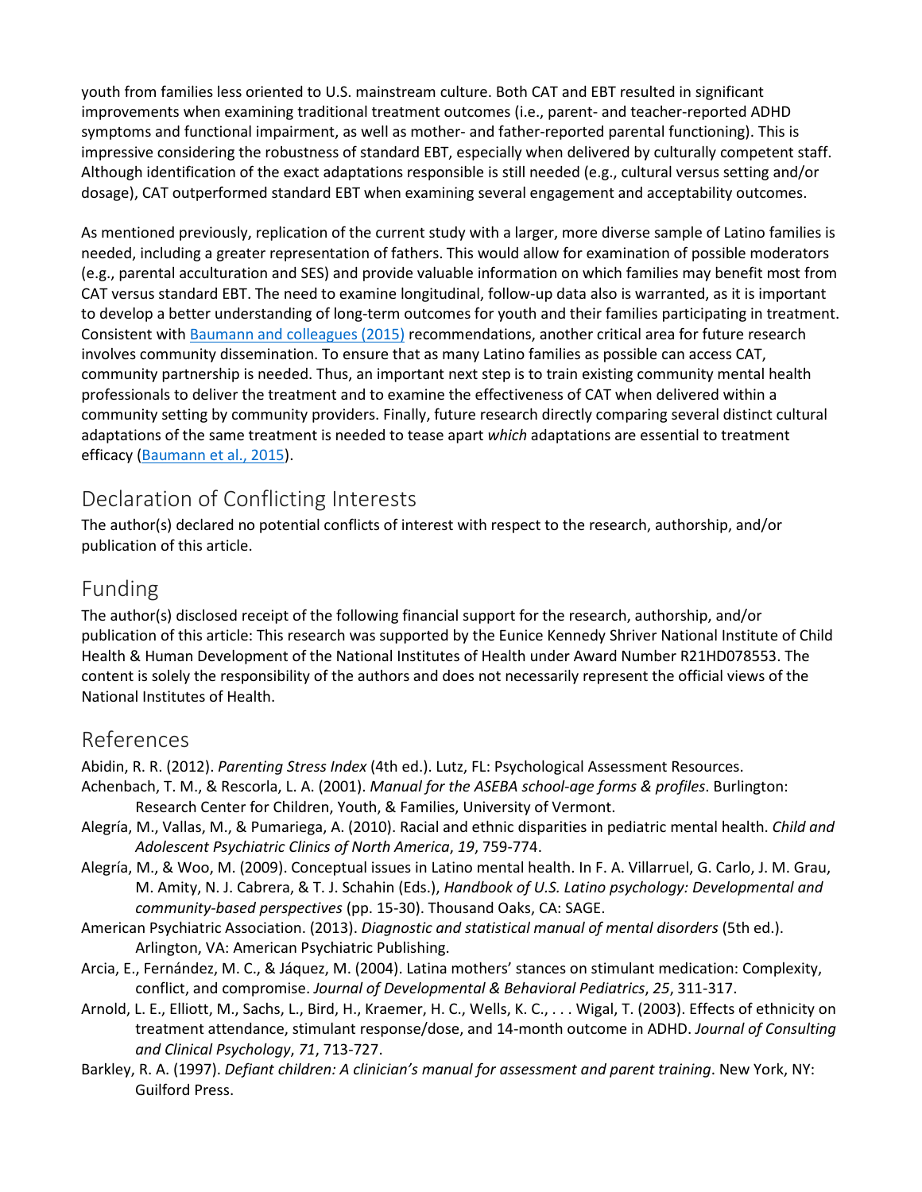youth from families less oriented to U.S. mainstream culture. Both CAT and EBT resulted in significant improvements when examining traditional treatment outcomes (i.e., parent- and teacher-reported ADHD symptoms and functional impairment, as well as mother- and father-reported parental functioning). This is impressive considering the robustness of standard EBT, especially when delivered by culturally competent staff. Although identification of the exact adaptations responsible is still needed (e.g., cultural versus setting and/or dosage), CAT outperformed standard EBT when examining several engagement and acceptability outcomes.

As mentioned previously, replication of the current study with a larger, more diverse sample of Latino families is needed, including a greater representation of fathers. This would allow for examination of possible moderators (e.g., parental acculturation and SES) and provide valuable information on which families may benefit most from CAT versus standard EBT. The need to examine longitudinal, follow-up data also is warranted, as it is important to develop a better understanding of long-term outcomes for youth and their families participating in treatment. Consistent with Baumann and colleagues (2015) recommendations, another critical area for future research involves community dissemination. To ensure that as many Latino families as possible can access CAT, community partnership is needed. Thus, an important next step is to train existing community mental health professionals to deliver the treatment and to examine the effectiveness of CAT when delivered within a community setting by community providers. Finally, future research directly comparing several distinct cultural adaptations of the same treatment is needed to tease apart *which* adaptations are essential to treatment efficacy (Baumann et al., 2015).

## Declaration of Conflicting Interests

The author(s) declared no potential conflicts of interest with respect to the research, authorship, and/or publication of this article.

## Funding

The author(s) disclosed receipt of the following financial support for the research, authorship, and/or publication of this article: This research was supported by the Eunice Kennedy Shriver National Institute of Child Health & Human Development of the National Institutes of Health under Award Number R21HD078553. The content is solely the responsibility of the authors and does not necessarily represent the official views of the National Institutes of Health.

## References

Abidin, R. R. (2012). *Parenting Stress Index* (4th ed.). Lutz, FL: Psychological Assessment Resources.

Achenbach, T. M., & Rescorla, L. A. (2001). *Manual for the ASEBA school-age forms & profiles*. Burlington: Research Center for Children, Youth, & Families, University of Vermont.

Alegría, M., Vallas, M., & Pumariega, A. (2010). Racial and ethnic disparities in pediatric mental health. *Child and Adolescent Psychiatric Clinics of North America*, *19*, 759-774.

Alegría, M., & Woo, M. (2009). Conceptual issues in Latino mental health. In F. A. Villarruel, G. Carlo, J. M. Grau, M. Amity, N. J. Cabrera, & T. J. Schahin (Eds.), *Handbook of U.S. Latino psychology: Developmental and community-based perspectives* (pp. 15-30). Thousand Oaks, CA: SAGE.

American Psychiatric Association. (2013). *Diagnostic and statistical manual of mental disorders* (5th ed.). Arlington, VA: American Psychiatric Publishing.

Arcia, E., Fernández, M. C., & Jáquez, M. (2004). Latina mothers' stances on stimulant medication: Complexity, conflict, and compromise. *Journal of Developmental & Behavioral Pediatrics*, *25*, 311-317.

Arnold, L. E., Elliott, M., Sachs, L., Bird, H., Kraemer, H. C., Wells, K. C., . . . Wigal, T. (2003). Effects of ethnicity on treatment attendance, stimulant response/dose, and 14-month outcome in ADHD. *Journal of Consulting and Clinical Psychology*, *71*, 713-727.

Barkley, R. A. (1997). *Defiant children: A clinician's manual for assessment and parent training*. New York, NY: Guilford Press.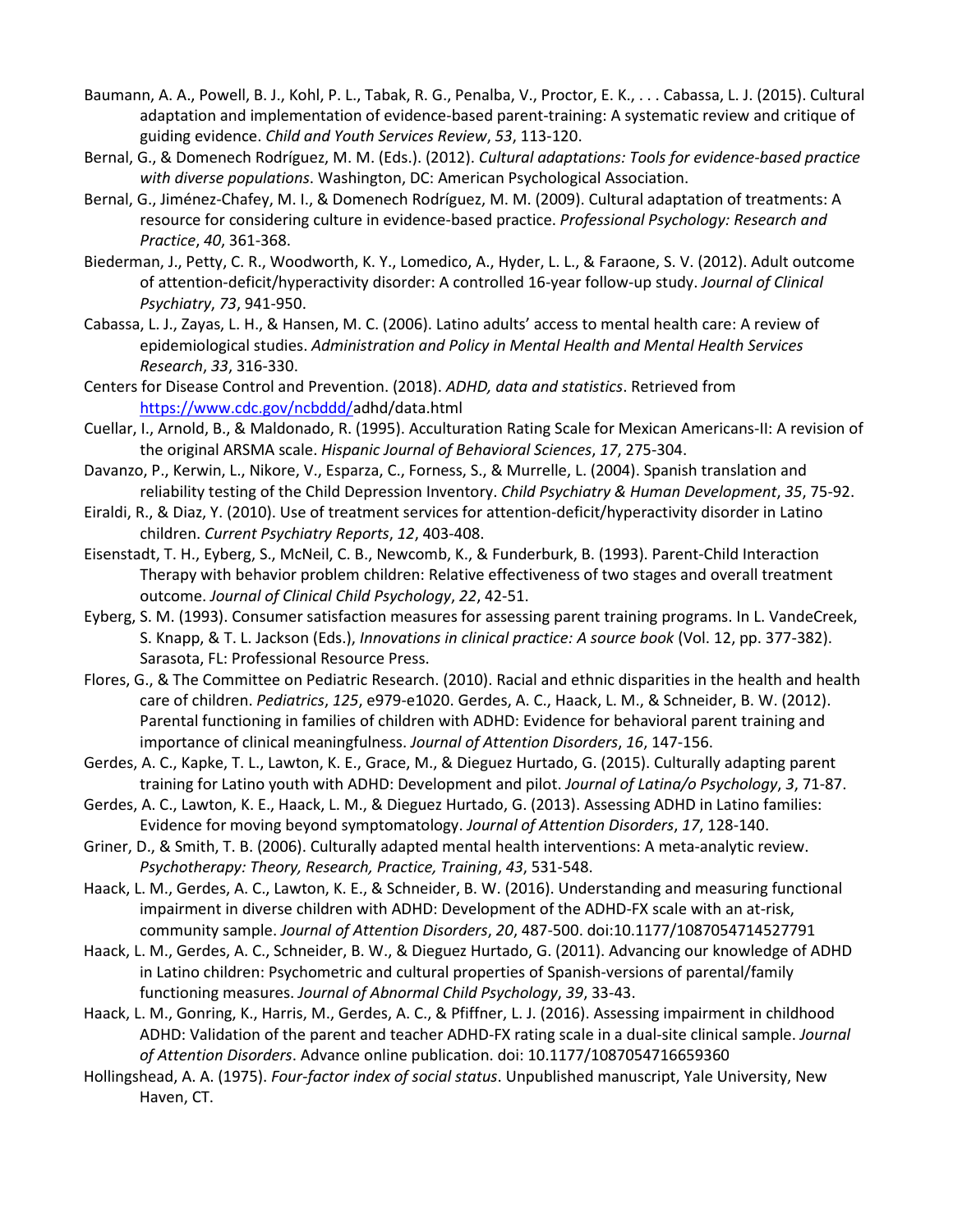Baumann, A. A., Powell, B. J., Kohl, P. L., Tabak, R. G., Penalba, V., Proctor, E. K., . . . Cabassa, L. J. (2015). Cultural adaptation and implementation of evidence-based parent-training: A systematic review and critique of guiding evidence. *Child and Youth Services Review*, *53*, 113-120.

Bernal, G., & Domenech Rodríguez, M. M. (Eds.). (2012). *Cultural adaptations: Tools for evidence-based practice with diverse populations*. Washington, DC: American Psychological Association.

Bernal, G., Jiménez-Chafey, M. I., & Domenech Rodríguez, M. M. (2009). Cultural adaptation of treatments: A resource for considering culture in evidence-based practice. *Professional Psychology: Research and Practice*, *40*, 361-368.

Biederman, J., Petty, C. R., Woodworth, K. Y., Lomedico, A., Hyder, L. L., & Faraone, S. V. (2012). Adult outcome of attention-deficit/hyperactivity disorder: A controlled 16-year follow-up study. *Journal of Clinical Psychiatry*, *73*, 941-950.

Cabassa, L. J., Zayas, L. H., & Hansen, M. C. (2006). Latino adults' access to mental health care: A review of epidemiological studies. *Administration and Policy in Mental Health and Mental Health Services Research*, *33*, 316-330.

Centers for Disease Control and Prevention. (2018). *ADHD, data and statistics*. Retrieved from https://www.cdc.gov/ncbddd/adhd/data.html

Cuellar, I., Arnold, B., & Maldonado, R. (1995). Acculturation Rating Scale for Mexican Americans-II: A revision of the original ARSMA scale. *Hispanic Journal of Behavioral Sciences*, *17*, 275-304.

Davanzo, P., Kerwin, L., Nikore, V., Esparza, C., Forness, S., & Murrelle, L. (2004). Spanish translation and reliability testing of the Child Depression Inventory. *Child Psychiatry & Human Development*, *35*, 75-92.

Eiraldi, R., & Diaz, Y. (2010). Use of treatment services for attention-deficit/hyperactivity disorder in Latino children. *Current Psychiatry Reports*, *12*, 403-408.

Eisenstadt, T. H., Eyberg, S., McNeil, C. B., Newcomb, K., & Funderburk, B. (1993). Parent-Child Interaction Therapy with behavior problem children: Relative effectiveness of two stages and overall treatment outcome. *Journal of Clinical Child Psychology*, *22*, 42-51.

Eyberg, S. M. (1993). Consumer satisfaction measures for assessing parent training programs. In L. VandeCreek, S. Knapp, & T. L. Jackson (Eds.), *Innovations in clinical practice: A source book* (Vol. 12, pp. 377-382). Sarasota, FL: Professional Resource Press.

Flores, G., & The Committee on Pediatric Research. (2010). Racial and ethnic disparities in the health and health care of children. *Pediatrics*, *125*, e979-e1020. Gerdes, A. C., Haack, L. M., & Schneider, B. W. (2012). Parental functioning in families of children with ADHD: Evidence for behavioral parent training and importance of clinical meaningfulness. *Journal of Attention Disorders*, *16*, 147-156.

Gerdes, A. C., Kapke, T. L., Lawton, K. E., Grace, M., & Dieguez Hurtado, G. (2015). Culturally adapting parent training for Latino youth with ADHD: Development and pilot. *Journal of Latina/o Psychology*, *3*, 71-87.

Gerdes, A. C., Lawton, K. E., Haack, L. M., & Dieguez Hurtado, G. (2013). Assessing ADHD in Latino families: Evidence for moving beyond symptomatology. *Journal of Attention Disorders*, *17*, 128-140.

Griner, D., & Smith, T. B. (2006). Culturally adapted mental health interventions: A meta-analytic review. *Psychotherapy: Theory, Research, Practice, Training*, *43*, 531-548.

Haack, L. M., Gerdes, A. C., Lawton, K. E., & Schneider, B. W. (2016). Understanding and measuring functional impairment in diverse children with ADHD: Development of the ADHD-FX scale with an at-risk, community sample. *Journal of Attention Disorders*, *20*, 487-500. doi:10.1177/1087054714527791

Haack, L. M., Gerdes, A. C., Schneider, B. W., & Dieguez Hurtado, G. (2011). Advancing our knowledge of ADHD in Latino children: Psychometric and cultural properties of Spanish-versions of parental/family functioning measures. *Journal of Abnormal Child Psychology*, *39*, 33-43.

Haack, L. M., Gonring, K., Harris, M., Gerdes, A. C., & Pfiffner, L. J. (2016). Assessing impairment in childhood ADHD: Validation of the parent and teacher ADHD-FX rating scale in a dual-site clinical sample. *Journal of Attention Disorders*. Advance online publication. doi: 10.1177/1087054716659360

Hollingshead, A. A. (1975). *Four-factor index of social status*. Unpublished manuscript, Yale University, New Haven, CT.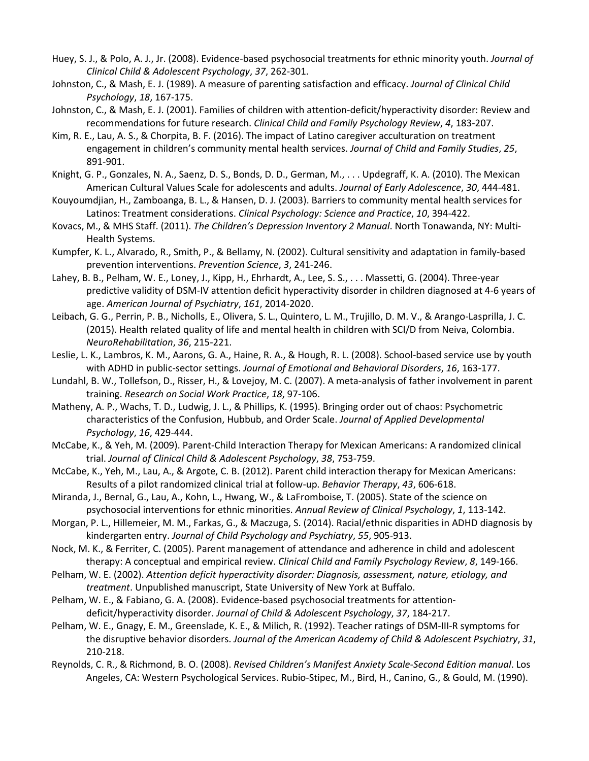Huey, S. J., & Polo, A. J., Jr. (2008). Evidence-based psychosocial treatments for ethnic minority youth. *Journal of Clinical Child & Adolescent Psychology*, *37*, 262-301.

Johnston, C., & Mash, E. J. (1989). A measure of parenting satisfaction and efficacy. *Journal of Clinical Child Psychology*, *18*, 167-175.

Johnston, C., & Mash, E. J. (2001). Families of children with attention-deficit/hyperactivity disorder: Review and recommendations for future research. *Clinical Child and Family Psychology Review*, *4*, 183-207.

Kim, R. E., Lau, A. S., & Chorpita, B. F. (2016). The impact of Latino caregiver acculturation on treatment engagement in children's community mental health services. *Journal of Child and Family Studies*, *25*, 891-901.

Knight, G. P., Gonzales, N. A., Saenz, D. S., Bonds, D. D., German, M., . . . Updegraff, K. A. (2010). The Mexican American Cultural Values Scale for adolescents and adults. *Journal of Early Adolescence*, *30*, 444-481.

Kouyoumdjian, H., Zamboanga, B. L., & Hansen, D. J. (2003). Barriers to community mental health services for Latinos: Treatment considerations. *Clinical Psychology: Science and Practice*, *10*, 394-422.

Kovacs, M., & MHS Staff. (2011). *The Children's Depression Inventory 2 Manual*. North Tonawanda, NY: Multi-Health Systems.

Kumpfer, K. L., Alvarado, R., Smith, P., & Bellamy, N. (2002). Cultural sensitivity and adaptation in family-based prevention interventions. *Prevention Science*, *3*, 241-246.

Lahey, B. B., Pelham, W. E., Loney, J., Kipp, H., Ehrhardt, A., Lee, S. S., . . . Massetti, G. (2004). Three-year predictive validity of DSM-IV attention deficit hyperactivity disorder in children diagnosed at 4-6 years of age. *American Journal of Psychiatry*, *161*, 2014-2020.

Leibach, G. G., Perrin, P. B., Nicholls, E., Olivera, S. L., Quintero, L. M., Trujillo, D. M. V., & Arango-Lasprilla, J. C. (2015). Health related quality of life and mental health in children with SCI/D from Neiva, Colombia. *NeuroRehabilitation*, *36*, 215-221.

Leslie, L. K., Lambros, K. M., Aarons, G. A., Haine, R. A., & Hough, R. L. (2008). School-based service use by youth with ADHD in public-sector settings. *Journal of Emotional and Behavioral Disorders*, *16*, 163-177.

Lundahl, B. W., Tollefson, D., Risser, H., & Lovejoy, M. C. (2007). A meta-analysis of father involvement in parent training. *Research on Social Work Practice*, *18*, 97-106.

Matheny, A. P., Wachs, T. D., Ludwig, J. L., & Phillips, K. (1995). Bringing order out of chaos: Psychometric characteristics of the Confusion, Hubbub, and Order Scale. *Journal of Applied Developmental Psychology*, *16*, 429-444.

McCabe, K., & Yeh, M. (2009). Parent-Child Interaction Therapy for Mexican Americans: A randomized clinical trial. *Journal of Clinical Child & Adolescent Psychology*, *38*, 753-759.

McCabe, K., Yeh, M., Lau, A., & Argote, C. B. (2012). Parent child interaction therapy for Mexican Americans: Results of a pilot randomized clinical trial at follow-up. *Behavior Therapy*, *43*, 606-618.

Miranda, J., Bernal, G., Lau, A., Kohn, L., Hwang, W., & LaFromboise, T. (2005). State of the science on psychosocial interventions for ethnic minorities. *Annual Review of Clinical Psychology*, *1*, 113-142.

Morgan, P. L., Hillemeier, M. M., Farkas, G., & Maczuga, S. (2014). Racial/ethnic disparities in ADHD diagnosis by kindergarten entry. *Journal of Child Psychology and Psychiatry*, *55*, 905-913.

Nock, M. K., & Ferriter, C. (2005). Parent management of attendance and adherence in child and adolescent therapy: A conceptual and empirical review. *Clinical Child and Family Psychology Review*, *8*, 149-166.

Pelham, W. E. (2002). *Attention deficit hyperactivity disorder: Diagnosis, assessment, nature, etiology, and treatment*. Unpublished manuscript, State University of New York at Buffalo.

Pelham, W. E., & Fabiano, G. A. (2008). Evidence-based psychosocial treatments for attention-deficit/hyperactivity disorder. *Journal of Child & Adolescent Psychology*, *37*, 184-217.

Pelham, W. E., Gnagy, E. M., Greenslade, K. E., & Milich, R. (1992). Teacher ratings of DSM-III-R symptoms for the disruptive behavior disorders. *Journal of the American Academy of Child & Adolescent Psychiatry*, *31*, 210-218.

Reynolds, C. R., & Richmond, B. O. (2008). *Revised Children's Manifest Anxiety Scale-Second Edition manual*. Los Angeles, CA: Western Psychological Services. Rubio-Stipec, M., Bird, H., Canino, G., & Gould, M. (1990).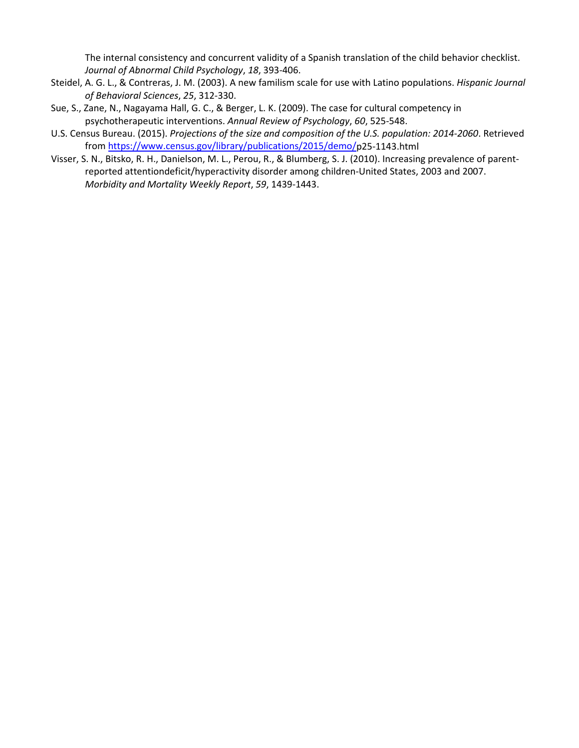The internal consistency and concurrent validity of a Spanish translation of the child behavior checklist. *Journal of Abnormal Child Psychology*, *18*, 393-406.

Steidel, A. G. L., & Contreras, J. M. (2003). A new familism scale for use with Latino populations. *Hispanic Journal of Behavioral Sciences*, *25*, 312-330.

Sue, S., Zane, N., Nagayama Hall, G. C., & Berger, L. K. (2009). The case for cultural competency in psychotherapeutic interventions. *Annual Review of Psychology*, *60*, 525-548.

U.S. Census Bureau. (2015). *Projections of the size and composition of the U.S. population: 2014-2060*. Retrieved from https://www.census.gov/library/publications/2015/demo/p25-1143.html

Visser, S. N., Bitsko, R. H., Danielson, M. L., Perou, R., & Blumberg, S. J. (2010). Increasing prevalence of parent-reported attentiondeficit/hyperactivity disorder among children-United States, 2003 and 2007. *Morbidity and Mortality Weekly Report*, *59*, 1439-1443.